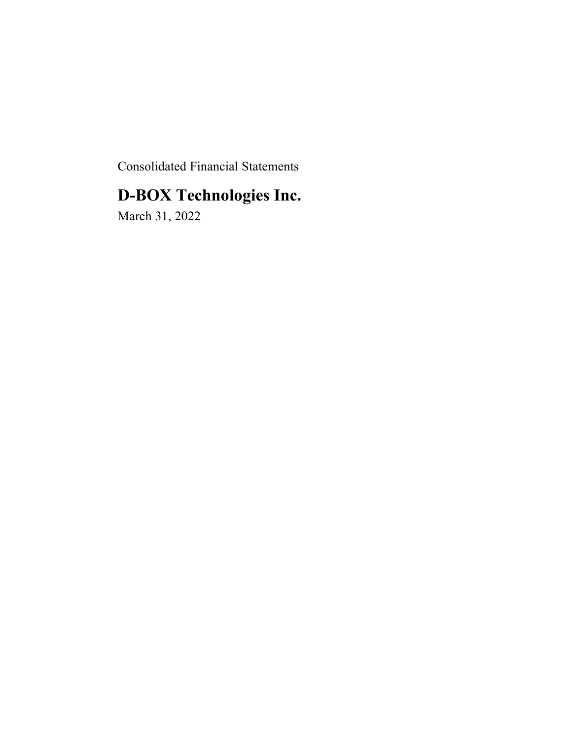Consolidated Financial Statements

# D-BOX Technologies Inc.

March 31, 2022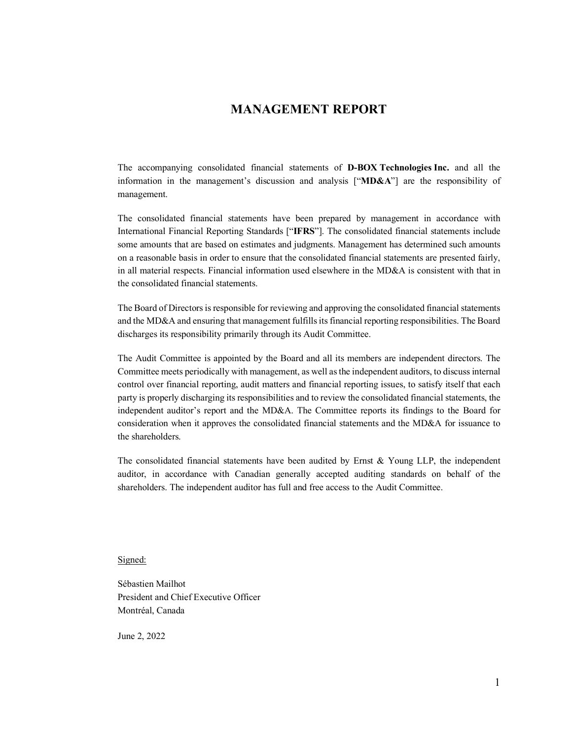# MANAGEMENT REPORT

The accompanying consolidated financial statements of **D-BOX Technologies Inc.** and all the information in the management's discussion and analysis ["**MD&A**"] are the responsibility of management.

The consolidated financial statements have been prepared by management in accordance with International Financial Reporting Standards ["**IFRS**"]. The consolidated financial statements include some amounts that are based on estimates and judgments. Management has determined such amounts on a reasonable basis in order to ensure that the consolidated financial statements are presented fairly, in all material respects. Financial information used elsewhere in the MD&A is consistent with that in the consolidated financial statements.

The Board of Directors is responsible for reviewing and approving the consolidated financial statements and the MD&A and ensuring that management fulfills its financial reporting responsibilities. The Board discharges its responsibility primarily through its Audit Committee.

The Audit Committee is appointed by the Board and all its members are independent directors. The Committee meets periodically with management, as well as the independent auditors, to discuss internal control over financial reporting, audit matters and financial reporting issues, to satisfy itself that each party is properly discharging its responsibilities and to review the consolidated financial statements, the independent auditor's report and the MD&A. The Committee reports its findings to the Board for consideration when it approves the consolidated financial statements and the MD&A for issuance to the shareholders.

The consolidated financial statements have been audited by Ernst & Young LLP, the independent auditor, in accordance with Canadian generally accepted auditing standards on behalf of the shareholders. The independent auditor has full and free access to the Audit Committee.

Signed:

Sébastien Mailhot
President and Chief Executive Officer
Montréal, Canada

June 2, 2022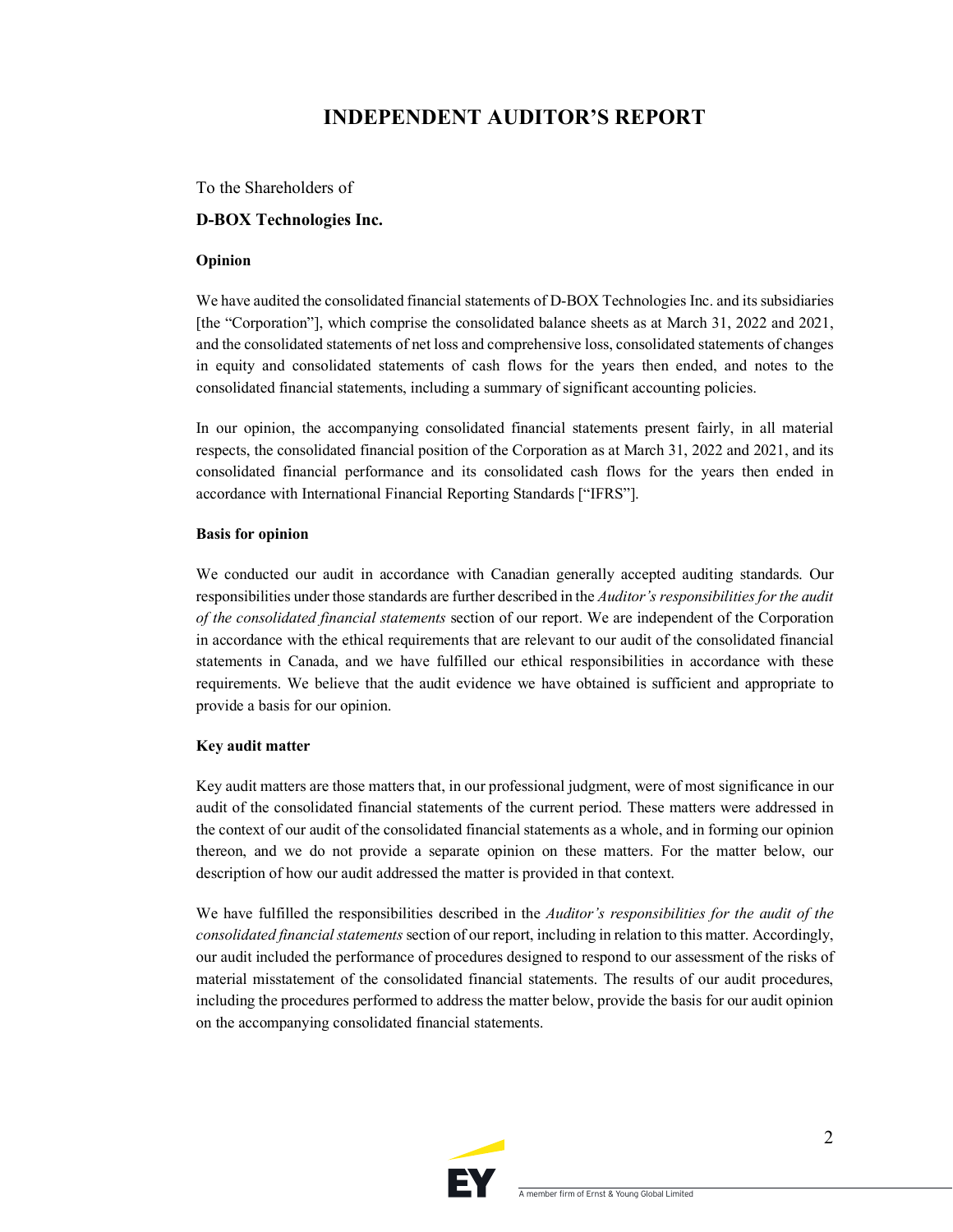# INDEPENDENT AUDITOR'S REPORT

To the Shareholders of

**D-BOX Technologies Inc.**

**Opinion**

We have audited the consolidated financial statements of D-BOX Technologies Inc. and its subsidiaries [the "Corporation"], which comprise the consolidated balance sheets as at March 31, 2022 and 2021, and the consolidated statements of net loss and comprehensive loss, consolidated statements of changes in equity and consolidated statements of cash flows for the years then ended, and notes to the consolidated financial statements, including a summary of significant accounting policies.

In our opinion, the accompanying consolidated financial statements present fairly, in all material respects, the consolidated financial position of the Corporation as at March 31, 2022 and 2021, and its consolidated financial performance and its consolidated cash flows for the years then ended in accordance with International Financial Reporting Standards ["IFRS"].

**Basis for opinion**

We conducted our audit in accordance with Canadian generally accepted auditing standards. Our responsibilities under those standards are further described in the *Auditor's responsibilities for the audit of the consolidated financial statements* section of our report. We are independent of the Corporation in accordance with the ethical requirements that are relevant to our audit of the consolidated financial statements in Canada, and we have fulfilled our ethical responsibilities in accordance with these requirements. We believe that the audit evidence we have obtained is sufficient and appropriate to provide a basis for our opinion.

**Key audit matter**

Key audit matters are those matters that, in our professional judgment, were of most significance in our audit of the consolidated financial statements of the current period. These matters were addressed in the context of our audit of the consolidated financial statements as a whole, and in forming our opinion thereon, and we do not provide a separate opinion on these matters. For the matter below, our description of how our audit addressed the matter is provided in that context.

We have fulfilled the responsibilities described in the *Auditor's responsibilities for the audit of the consolidated financial statements* section of our report, including in relation to this matter. Accordingly, our audit included the performance of procedures designed to respond to our assessment of the risks of material misstatement of the consolidated financial statements. The results of our audit procedures, including the procedures performed to address the matter below, provide the basis for our audit opinion on the accompanying consolidated financial statements.

A member firm of Ernst & Young Global Limited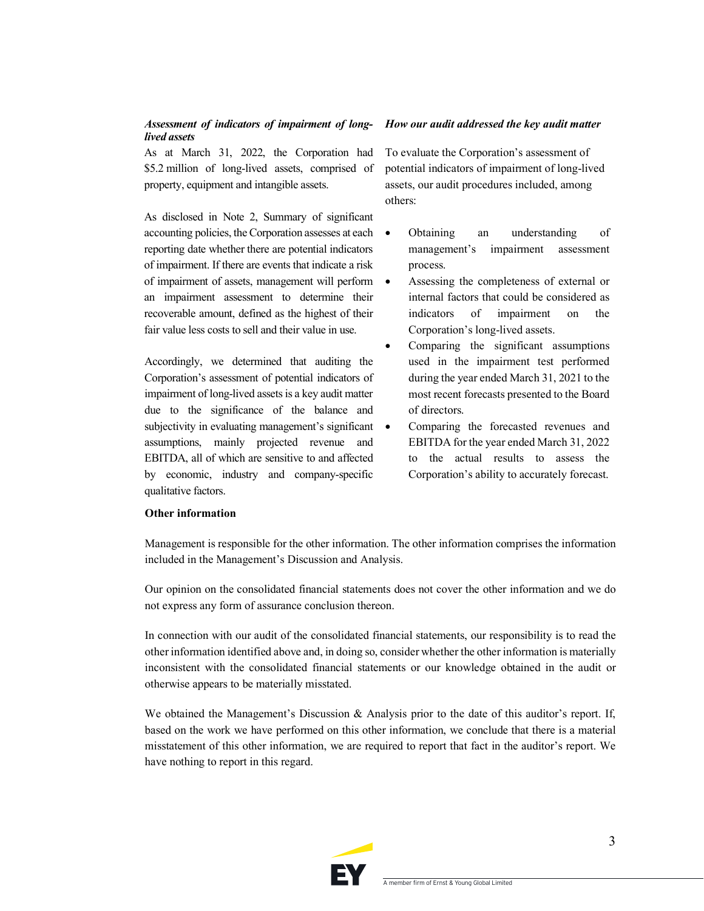| *Assessment of indicators of impairment of long-lived assets* | *How our audit addressed the key audit matter* |
| --- | --- |
| As at March 31, 2022, the Corporation had \$5.2 million of long-lived assets, comprised of property, equipment and intangible assets.<br><br>As disclosed in Note 2, Summary of significant accounting policies, the Corporation assesses at each reporting date whether there are potential indicators of impairment. If there are events that indicate a risk of impairment of assets, management will perform an impairment assessment to determine their recoverable amount, defined as the highest of their fair value less costs to sell and their value in use.<br><br>Accordingly, we determined that auditing the Corporation's assessment of potential indicators of impairment of long-lived assets is a key audit matter due to the significance of the balance and subjectivity in evaluating management's significant assumptions, mainly projected revenue and EBITDA, all of which are sensitive to and affected by economic, industry and company-specific qualitative factors. | To evaluate the Corporation's assessment of potential indicators of impairment of long-lived assets, our audit procedures included, among others:<br><br>• Obtaining an understanding of management's impairment assessment process.<br>• Assessing the completeness of external or internal factors that could be considered as indicators of impairment on the Corporation's long-lived assets.<br>• Comparing the significant assumptions used in the impairment test performed during the year ended March 31, 2021 to the most recent forecasts presented to the Board of directors.<br>• Comparing the forecasted revenues and EBITDA for the year ended March 31, 2022 to the actual results to assess the Corporation's ability to accurately forecast. |

**Other information**

Management is responsible for the other information. The other information comprises the information included in the Management's Discussion and Analysis.

Our opinion on the consolidated financial statements does not cover the other information and we do not express any form of assurance conclusion thereon.

In connection with our audit of the consolidated financial statements, our responsibility is to read the other information identified above and, in doing so, consider whether the other information is materially inconsistent with the consolidated financial statements or our knowledge obtained in the audit or otherwise appears to be materially misstated.

We obtained the Management's Discussion & Analysis prior to the date of this auditor's report. If, based on the work we have performed on this other information, we conclude that there is a material misstatement of this other information, we are required to report that fact in the auditor's report. We have nothing to report in this regard.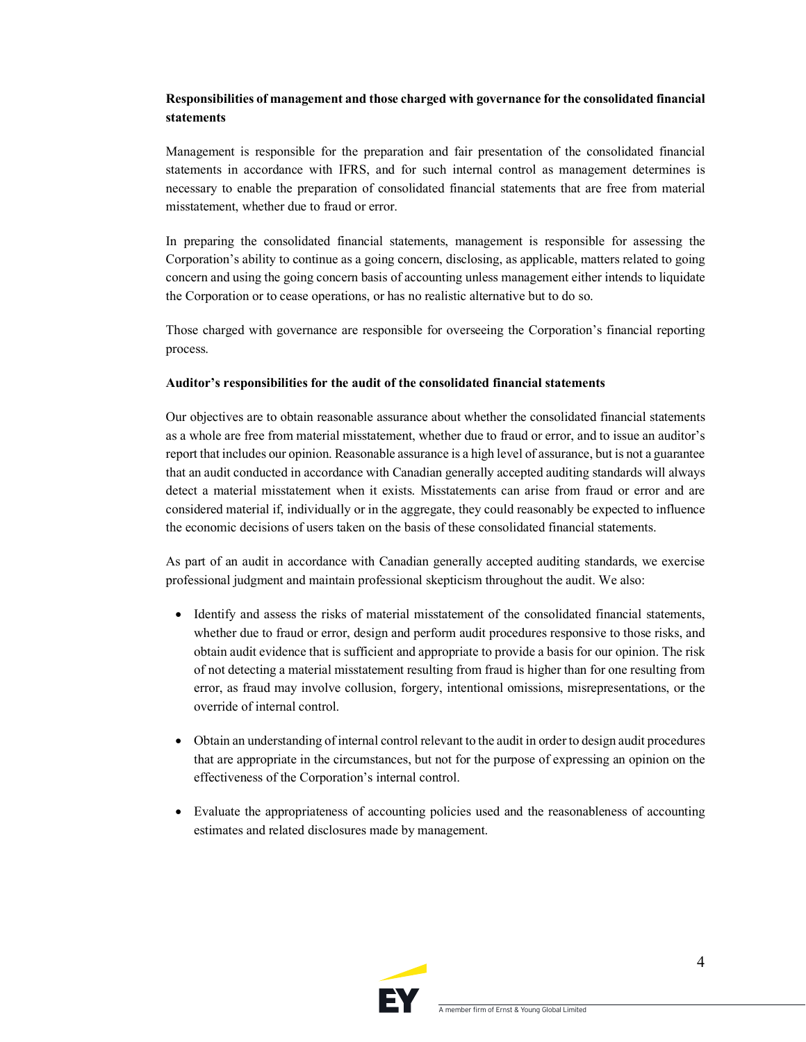**Responsibilities of management and those charged with governance for the consolidated financial statements**

Management is responsible for the preparation and fair presentation of the consolidated financial statements in accordance with IFRS, and for such internal control as management determines is necessary to enable the preparation of consolidated financial statements that are free from material misstatement, whether due to fraud or error.

In preparing the consolidated financial statements, management is responsible for assessing the Corporation's ability to continue as a going concern, disclosing, as applicable, matters related to going concern and using the going concern basis of accounting unless management either intends to liquidate the Corporation or to cease operations, or has no realistic alternative but to do so.

Those charged with governance are responsible for overseeing the Corporation's financial reporting process.

**Auditor's responsibilities for the audit of the consolidated financial statements**

Our objectives are to obtain reasonable assurance about whether the consolidated financial statements as a whole are free from material misstatement, whether due to fraud or error, and to issue an auditor's report that includes our opinion. Reasonable assurance is a high level of assurance, but is not a guarantee that an audit conducted in accordance with Canadian generally accepted auditing standards will always detect a material misstatement when it exists. Misstatements can arise from fraud or error and are considered material if, individually or in the aggregate, they could reasonably be expected to influence the economic decisions of users taken on the basis of these consolidated financial statements.

As part of an audit in accordance with Canadian generally accepted auditing standards, we exercise professional judgment and maintain professional skepticism throughout the audit. We also:

- Identify and assess the risks of material misstatement of the consolidated financial statements, whether due to fraud or error, design and perform audit procedures responsive to those risks, and obtain audit evidence that is sufficient and appropriate to provide a basis for our opinion. The risk of not detecting a material misstatement resulting from fraud is higher than for one resulting from error, as fraud may involve collusion, forgery, intentional omissions, misrepresentations, or the override of internal control.

- Obtain an understanding of internal control relevant to the audit in order to design audit procedures that are appropriate in the circumstances, but not for the purpose of expressing an opinion on the effectiveness of the Corporation's internal control.

- Evaluate the appropriateness of accounting policies used and the reasonableness of accounting estimates and related disclosures made by management.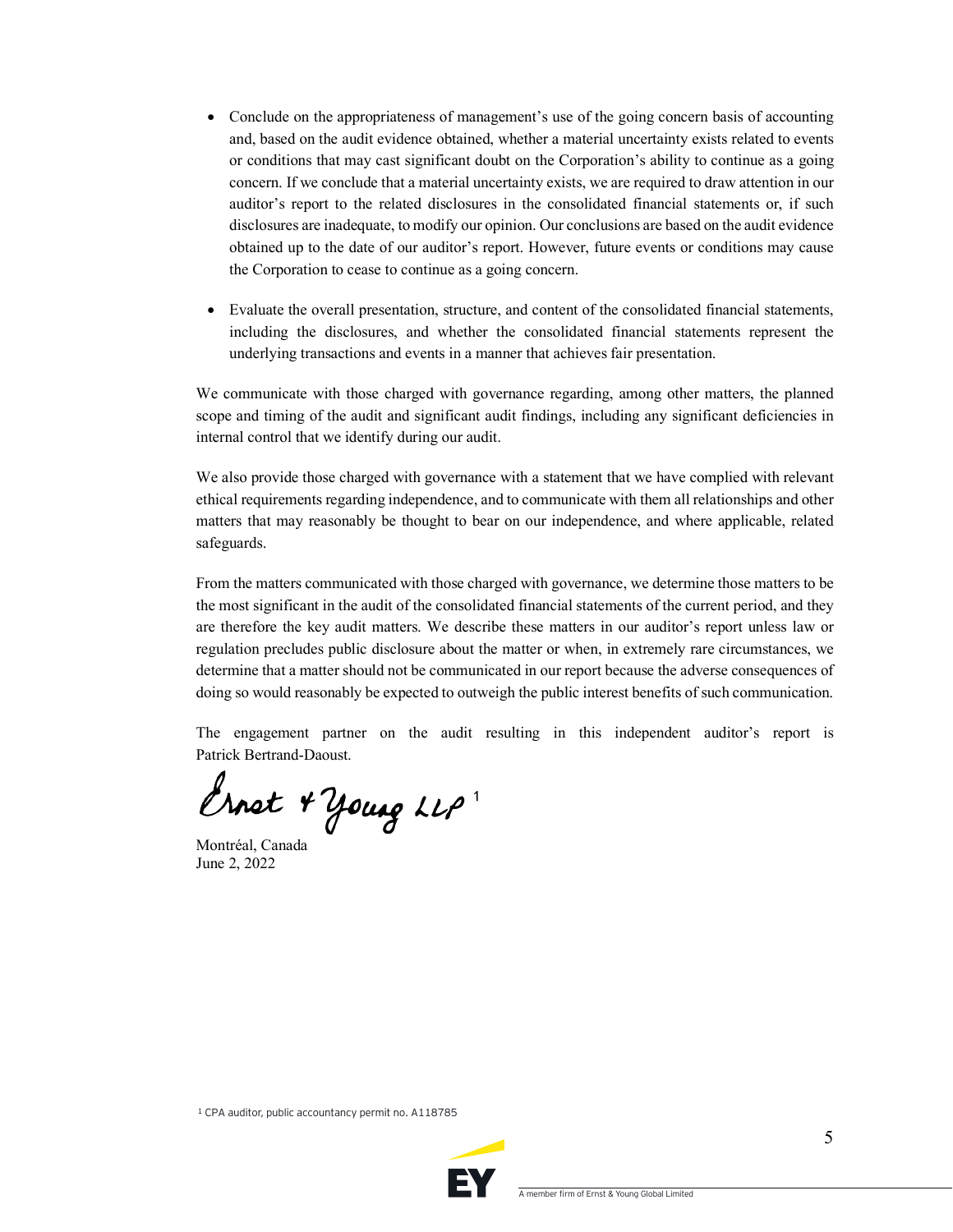- Conclude on the appropriateness of management's use of the going concern basis of accounting and, based on the audit evidence obtained, whether a material uncertainty exists related to events or conditions that may cast significant doubt on the Corporation's ability to continue as a going concern. If we conclude that a material uncertainty exists, we are required to draw attention in our auditor's report to the related disclosures in the consolidated financial statements or, if such disclosures are inadequate, to modify our opinion. Our conclusions are based on the audit evidence obtained up to the date of our auditor's report. However, future events or conditions may cause the Corporation to cease to continue as a going concern.

- Evaluate the overall presentation, structure, and content of the consolidated financial statements, including the disclosures, and whether the consolidated financial statements represent the underlying transactions and events in a manner that achieves fair presentation.

We communicate with those charged with governance regarding, among other matters, the planned scope and timing of the audit and significant audit findings, including any significant deficiencies in internal control that we identify during our audit.

We also provide those charged with governance with a statement that we have complied with relevant ethical requirements regarding independence, and to communicate with them all relationships and other matters that may reasonably be thought to bear on our independence, and where applicable, related safeguards.

From the matters communicated with those charged with governance, we determine those matters to be the most significant in the audit of the consolidated financial statements of the current period, and they are therefore the key audit matters. We describe these matters in our auditor's report unless law or regulation precludes public disclosure about the matter or when, in extremely rare circumstances, we determine that a matter should not be communicated in our report because the adverse consequences of doing so would reasonably be expected to outweigh the public interest benefits of such communication.

The engagement partner on the audit resulting in this independent auditor's report is Patrick Bertrand-Daoust.

Ernst & Young LLP [1]

Montréal, Canada
June 2, 2022

[1] CPA auditor, public accountancy permit no. A118785

A member firm of Ernst & Young Global Limited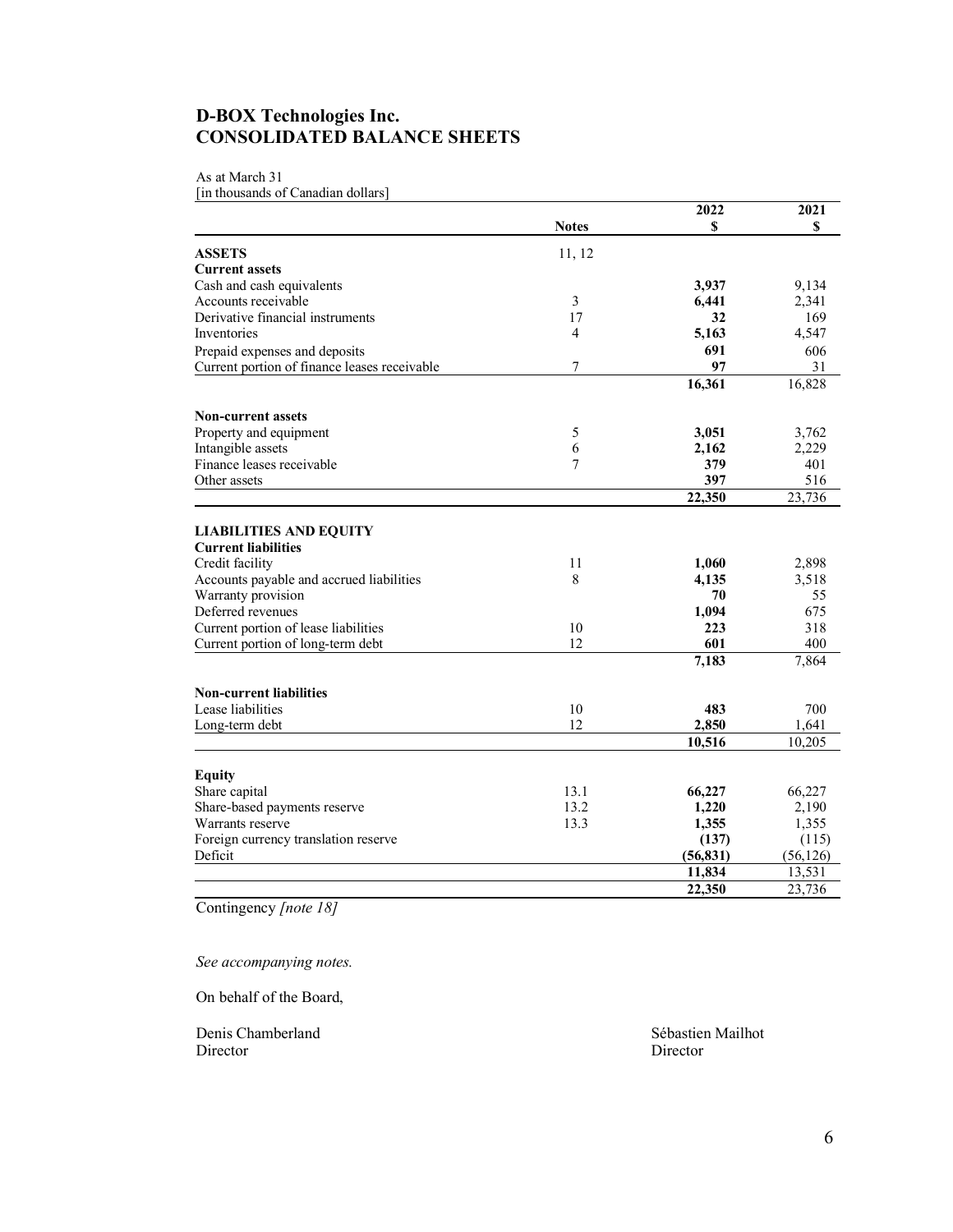# D-BOX Technologies Inc.
# CONSOLIDATED BALANCE SHEETS

As at March 31
[in thousands of Canadian dollars]

| | Notes | 2022<br>$ | 2021<br>$ |
|---|---|---|---|
| **ASSETS** | 11, 12 | | |
| **Current assets** | | | |
| Cash and cash equivalents | | **3,937** | 9,134 |
| Accounts receivable | 3 | **6,441** | 2,341 |
| Derivative financial instruments | 17 | **32** | 169 |
| Inventories | 4 | **5,163** | 4,547 |
| Prepaid expenses and deposits | | **691** | 606 |
| Current portion of finance leases receivable | 7 | **97** | 31 |
| | | **16,361** | 16,828 |
| **Non-current assets** | | | |
| Property and equipment | 5 | **3,051** | 3,762 |
| Intangible assets | 6 | **2,162** | 2,229 |
| Finance leases receivable | 7 | **379** | 401 |
| Other assets | | **397** | 516 |
| | | **22,350** | 23,736 |
| **LIABILITIES AND EQUITY** | | | |
| **Current liabilities** | | | |
| Credit facility | 11 | **1,060** | 2,898 |
| Accounts payable and accrued liabilities | 8 | **4,135** | 3,518 |
| Warranty provision | | **70** | 55 |
| Deferred revenues | | **1,094** | 675 |
| Current portion of lease liabilities | 10 | **223** | 318 |
| Current portion of long-term debt | 12 | **601** | 400 |
| | | **7,183** | 7,864 |
| **Non-current liabilities** | | | |
| Lease liabilities | 10 | **483** | 700 |
| Long-term debt | 12 | **2,850** | 1,641 |
| | | **10,516** | 10,205 |
| **Equity** | | | |
| Share capital | 13.1 | **66,227** | 66,227 |
| Share-based payments reserve | 13.2 | **1,220** | 2,190 |
| Warrants reserve | 13.3 | **1,355** | 1,355 |
| Foreign currency translation reserve | | **(137)** | (115) |
| Deficit | | **(56,831)** | (56,126) |
| | | **11,834** | 13,531 |
| | | **22,350** | 23,736 |

Contingency *[note 18]*

*See accompanying notes.*

On behalf of the Board,

Denis Chamberland
Director

Sébastien Mailhot
Director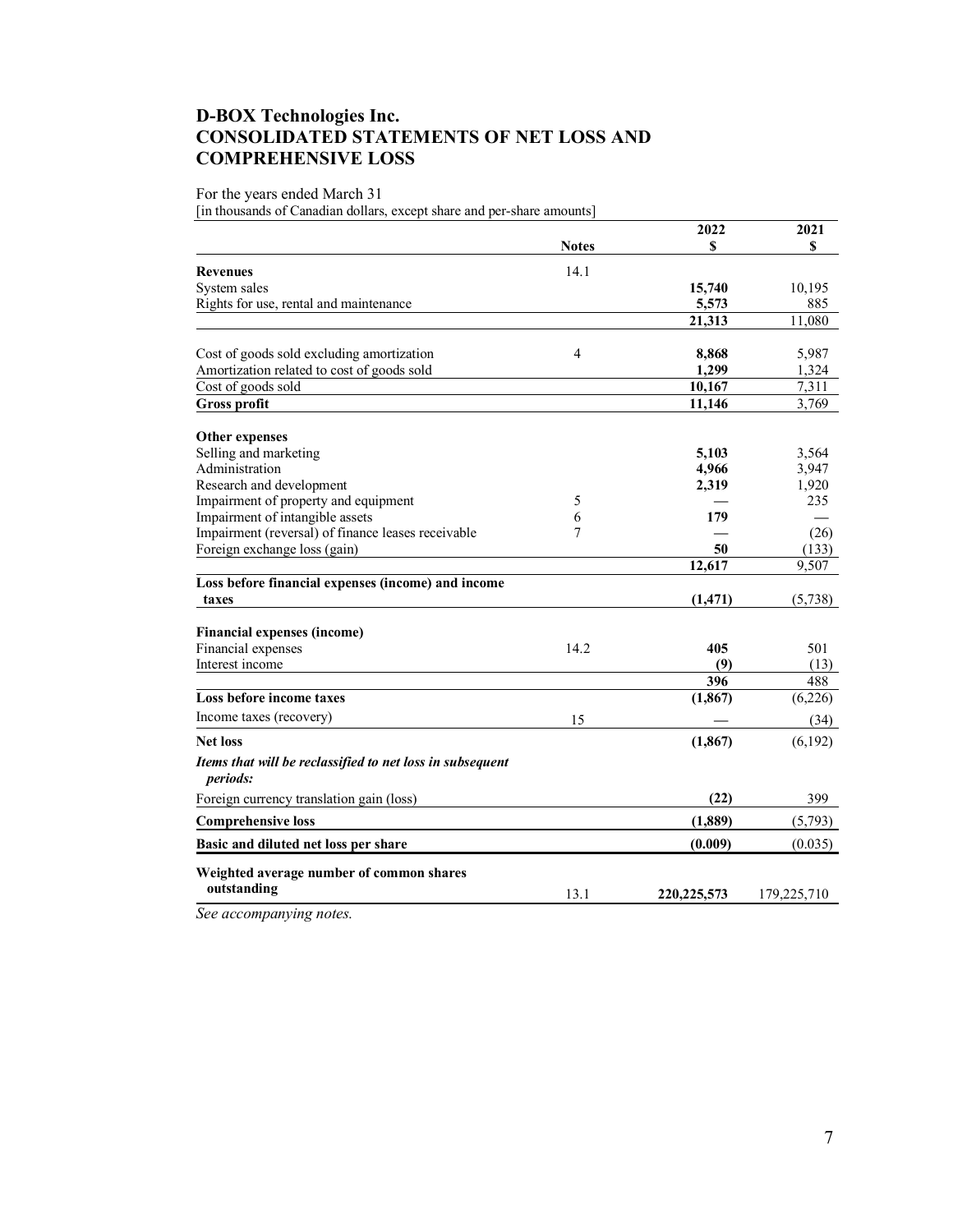# D-BOX Technologies Inc.
# CONSOLIDATED STATEMENTS OF NET LOSS AND COMPREHENSIVE LOSS

For the years ended March 31
[in thousands of Canadian dollars, except share and per-share amounts]

| | Notes | 2022<br>$ | 2021<br>$ |
|---|---|---|---|
| **Revenues** | 14.1 | | |
| System sales | | **15,740** | 10,195 |
| Rights for use, rental and maintenance | | **5,573** | 885 |
| | | **21,313** | 11,080 |
| Cost of goods sold excluding amortization | 4 | **8,868** | 5,987 |
| Amortization related to cost of goods sold | | **1,299** | 1,324 |
| Cost of goods sold | | **10,167** | 7,311 |
| **Gross profit** | | **11,146** | 3,769 |
| **Other expenses** | | | |
| Selling and marketing | | **5,103** | 3,564 |
| Administration | | **4,966** | 3,947 |
| Research and development | | **2,319** | 1,920 |
| Impairment of property and equipment | 5 | **—** | 235 |
| Impairment of intangible assets | 6 | **179** | — |
| Impairment (reversal) of finance leases receivable | 7 | **—** | (26) |
| Foreign exchange loss (gain) | | **50** | (133) |
| | | **12,617** | 9,507 |
| **Loss before financial expenses (income) and income taxes** | | **(1,471)** | (5,738) |
| **Financial expenses (income)** | | | |
| Financial expenses | 14.2 | **405** | 501 |
| Interest income | | **(9)** | (13) |
| | | **396** | 488 |
| **Loss before income taxes** | | **(1,867)** | (6,226) |
| Income taxes (recovery) | 15 | **—** | (34) |
| **Net loss** | | **(1,867)** | (6,192) |
| ***Items that will be reclassified to net loss in subsequent periods:*** | | | |
| Foreign currency translation gain (loss) | | **(22)** | 399 |
| **Comprehensive loss** | | **(1,889)** | (5,793) |
| **Basic and diluted net loss per share** | | **(0.009)** | (0.035) |
| **Weighted average number of common shares outstanding** | 13.1 | **220,225,573** | 179,225,710 |

*See accompanying notes.*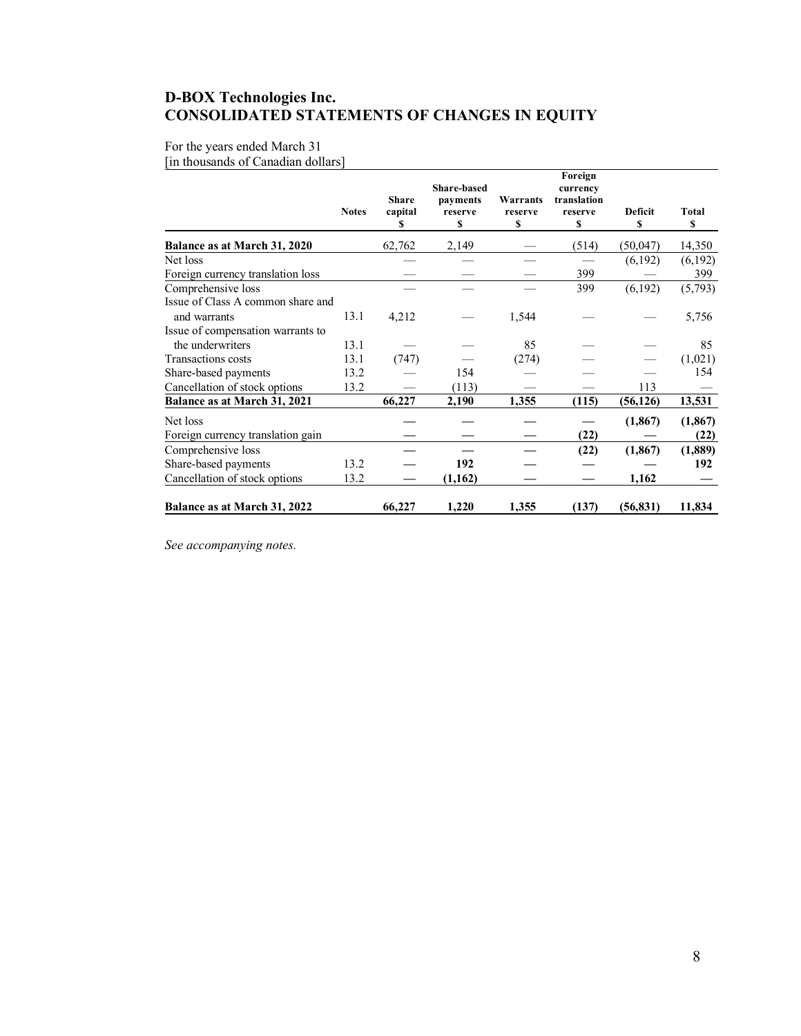# D-BOX Technologies Inc.
# CONSOLIDATED STATEMENTS OF CHANGES IN EQUITY

For the years ended March 31
[in thousands of Canadian dollars]

| | Notes | Share capital $ | Share-based payments reserve $ | Warrants reserve $ | Foreign currency translation reserve $ | Deficit $ | Total $ |
|---|---|---|---|---|---|---|---|
| **Balance as at March 31, 2020** | | 62,762 | 2,149 | — | (514) | (50,047) | 14,350 |
| Net loss | | — | — | — | — | (6,192) | (6,192) |
| Foreign currency translation loss | | — | — | — | 399 | — | 399 |
| Comprehensive loss | | — | — | — | 399 | (6,192) | (5,793) |
| Issue of Class A common share and and warrants | 13.1 | 4,212 | — | 1,544 | — | — | 5,756 |
| Issue of compensation warrants to the underwriters | 13.1 | — | — | 85 | — | — | 85 |
| Transactions costs | 13.1 | (747) | — | (274) | — | — | (1,021) |
| Share-based payments | 13.2 | — | 154 | — | — | — | 154 |
| Cancellation of stock options | 13.2 | — | (113) | — | — | 113 | — |
| **Balance as at March 31, 2021** | | **66,227** | **2,190** | **1,355** | **(115)** | **(56,126)** | **13,531** |
| Net loss | | **—** | **—** | **—** | **—** | **(1,867)** | **(1,867)** |
| Foreign currency translation gain | | **—** | **—** | **—** | **(22)** | **—** | **(22)** |
| Comprehensive loss | | **—** | **—** | **—** | **(22)** | **(1,867)** | **(1,889)** |
| Share-based payments | 13.2 | **—** | **192** | **—** | **—** | **—** | **192** |
| Cancellation of stock options | 13.2 | **—** | **(1,162)** | **—** | **—** | **1,162** | **—** |
| **Balance as at March 31, 2022** | | **66,227** | **1,220** | **1,355** | **(137)** | **(56,831)** | **11,834** |

*See accompanying notes.*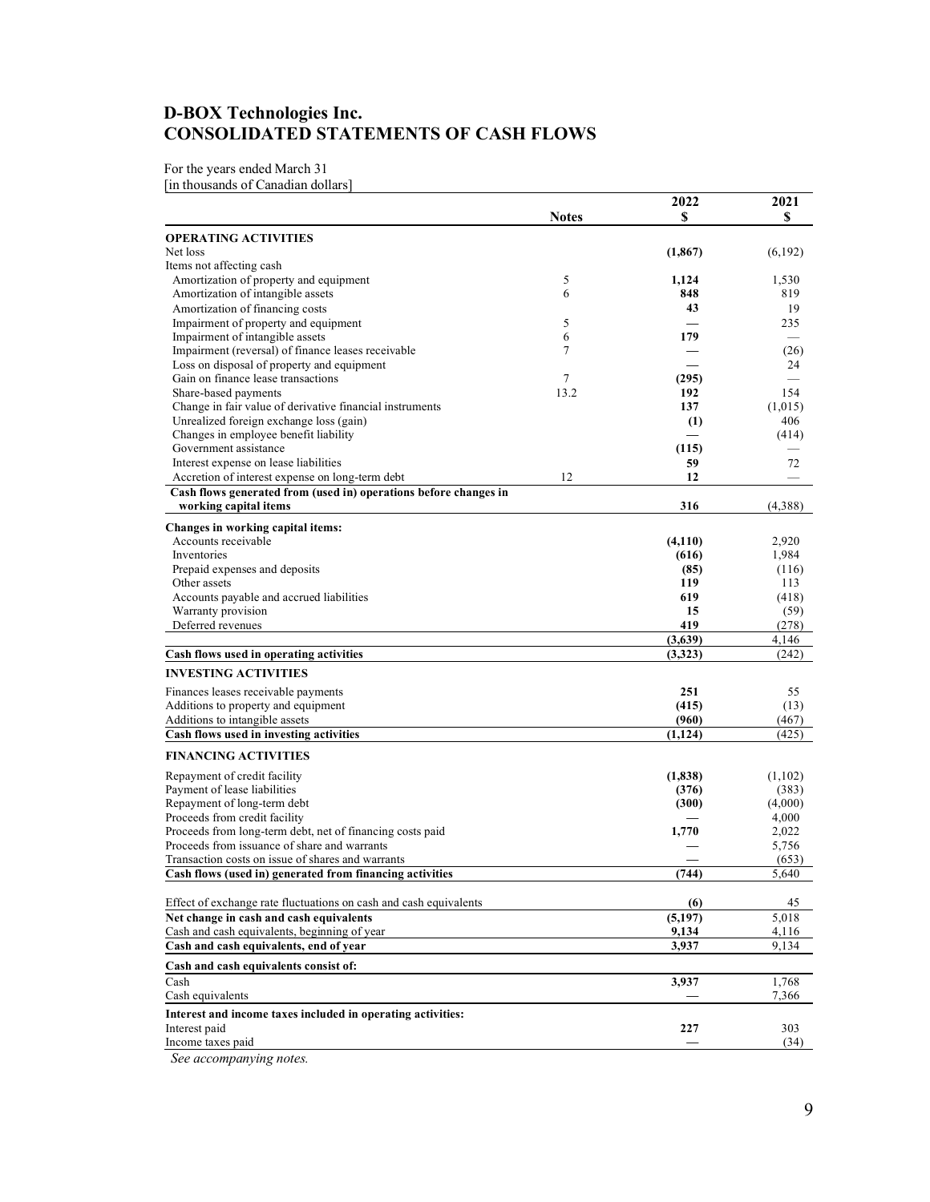# D-BOX Technologies Inc.
# CONSOLIDATED STATEMENTS OF CASH FLOWS

For the years ended March 31
[in thousands of Canadian dollars]

| | Notes | 2022 $ | 2021 $ |
|---|---|---|---|
| **OPERATING ACTIVITIES** | | | |
| Net loss | | **(1,867)** | (6,192) |
| Items not affecting cash | | | |
| Amortization of property and equipment | 5 | **1,124** | 1,530 |
| Amortization of intangible assets | 6 | **848** | 819 |
| Amortization of financing costs | | **43** | 19 |
| Impairment of property and equipment | 5 | **—** | 235 |
| Impairment of intangible assets | 6 | **179** | — |
| Impairment (reversal) of finance leases receivable | 7 | **—** | (26) |
| Loss on disposal of property and equipment | | **—** | 24 |
| Gain on finance lease transactions | 7 | **(295)** | — |
| Share-based payments | 13.2 | **192** | 154 |
| Change in fair value of derivative financial instruments | | **137** | (1,015) |
| Unrealized foreign exchange loss (gain) | | **(1)** | 406 |
| Changes in employee benefit liability | | **—** | (414) |
| Government assistance | | **(115)** | — |
| Interest expense on lease liabilities | | **59** | 72 |
| Accretion of interest expense on long-term debt | 12 | **12** | — |
| **Cash flows generated from (used in) operations before changes in working capital items** | | **316** | (4,388) |
| **Changes in working capital items:** | | | |
| Accounts receivable | | **(4,110)** | 2,920 |
| Inventories | | **(616)** | 1,984 |
| Prepaid expenses and deposits | | **(85)** | (116) |
| Other assets | | **119** | 113 |
| Accounts payable and accrued liabilities | | **619** | (418) |
| Warranty provision | | **15** | (59) |
| Deferred revenues | | **419** | (278) |
| | | **(3,639)** | 4,146 |
| **Cash flows used in operating activities** | | **(3,323)** | (242) |
| **INVESTING ACTIVITIES** | | | |
| Finances leases receivable payments | | **251** | 55 |
| Additions to property and equipment | | **(415)** | (13) |
| Additions to intangible assets | | **(960)** | (467) |
| **Cash flows used in investing activities** | | **(1,124)** | (425) |
| **FINANCING ACTIVITIES** | | | |
| Repayment of credit facility | | **(1,838)** | (1,102) |
| Payment of lease liabilities | | **(376)** | (383) |
| Repayment of long-term debt | | **(300)** | (4,000) |
| Proceeds from credit facility | | **—** | 4,000 |
| Proceeds from long-term debt, net of financing costs paid | | **1,770** | 2,022 |
| Proceeds from issuance of share and warrants | | **—** | 5,756 |
| Transaction costs on issue of shares and warrants | | **—** | (653) |
| **Cash flows (used in) generated from financing activities** | | **(744)** | 5,640 |
| Effect of exchange rate fluctuations on cash and cash equivalents | | **(6)** | 45 |
| **Net change in cash and cash equivalents** | | **(5,197)** | 5,018 |
| Cash and cash equivalents, beginning of year | | **9,134** | 4,116 |
| **Cash and cash equivalents, end of year** | | **3,937** | 9,134 |
| **Cash and cash equivalents consist of:** | | | |
| Cash | | **3,937** | 1,768 |
| Cash equivalents | | **—** | 7,366 |
| **Interest and income taxes included in operating activities:** | | | |
| Interest paid | | **227** | 303 |
| Income taxes paid | | **—** | (34) |

*See accompanying notes.*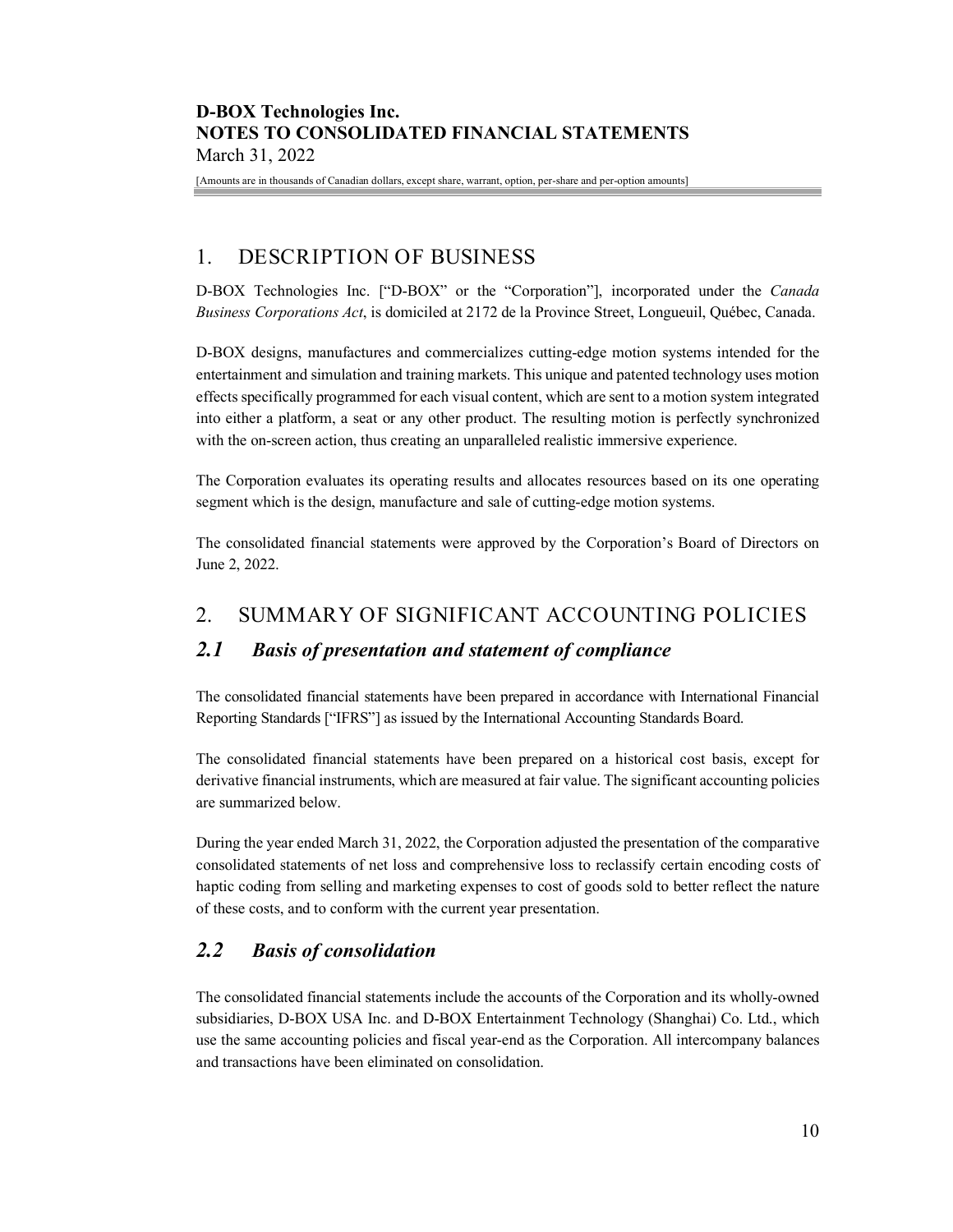## 1. DESCRIPTION OF BUSINESS

D-BOX Technologies Inc. ["D-BOX" or the "Corporation"], incorporated under the *Canada Business Corporations Act*, is domiciled at 2172 de la Province Street, Longueuil, Québec, Canada.

D-BOX designs, manufactures and commercializes cutting-edge motion systems intended for the entertainment and simulation and training markets. This unique and patented technology uses motion effects specifically programmed for each visual content, which are sent to a motion system integrated into either a platform, a seat or any other product. The resulting motion is perfectly synchronized with the on-screen action, thus creating an unparalleled realistic immersive experience.

The Corporation evaluates its operating results and allocates resources based on its one operating segment which is the design, manufacture and sale of cutting-edge motion systems.

The consolidated financial statements were approved by the Corporation's Board of Directors on June 2, 2022.

## 2. SUMMARY OF SIGNIFICANT ACCOUNTING POLICIES

### *2.1 Basis of presentation and statement of compliance*

The consolidated financial statements have been prepared in accordance with International Financial Reporting Standards ["IFRS"] as issued by the International Accounting Standards Board.

The consolidated financial statements have been prepared on a historical cost basis, except for derivative financial instruments, which are measured at fair value. The significant accounting policies are summarized below.

During the year ended March 31, 2022, the Corporation adjusted the presentation of the comparative consolidated statements of net loss and comprehensive loss to reclassify certain encoding costs of haptic coding from selling and marketing expenses to cost of goods sold to better reflect the nature of these costs, and to conform with the current year presentation.

### *2.2 Basis of consolidation*

The consolidated financial statements include the accounts of the Corporation and its wholly-owned subsidiaries, D-BOX USA Inc. and D-BOX Entertainment Technology (Shanghai) Co. Ltd., which use the same accounting policies and fiscal year-end as the Corporation. All intercompany balances and transactions have been eliminated on consolidation.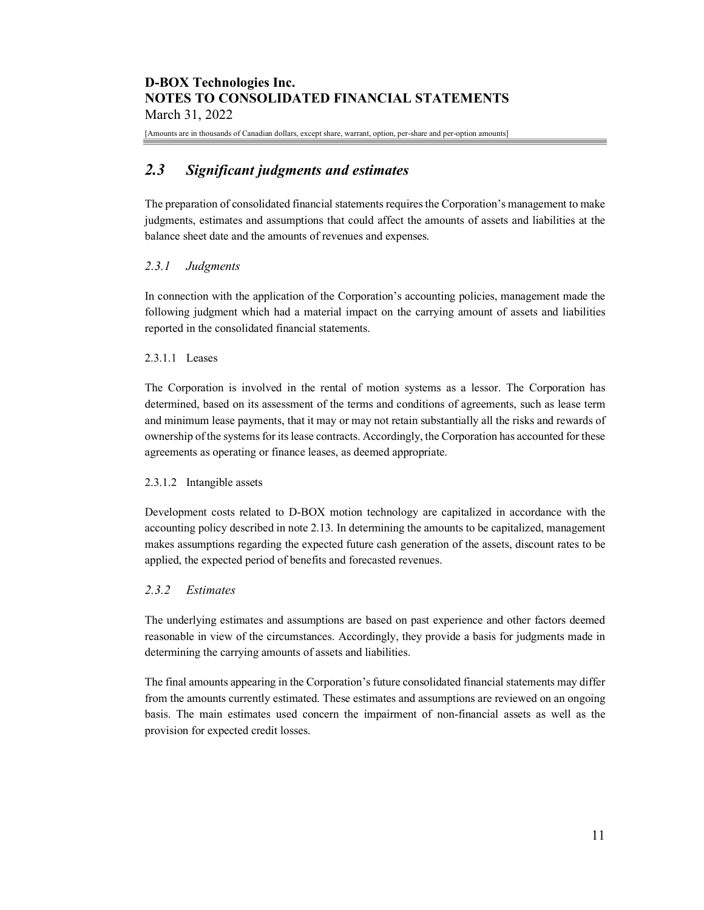## *2.3 Significant judgments and estimates*

The preparation of consolidated financial statements requires the Corporation's management to make judgments, estimates and assumptions that could affect the amounts of assets and liabilities at the balance sheet date and the amounts of revenues and expenses.

### *2.3.1 Judgments*

In connection with the application of the Corporation's accounting policies, management made the following judgment which had a material impact on the carrying amount of assets and liabilities reported in the consolidated financial statements.

#### 2.3.1.1 Leases

The Corporation is involved in the rental of motion systems as a lessor. The Corporation has determined, based on its assessment of the terms and conditions of agreements, such as lease term and minimum lease payments, that it may or may not retain substantially all the risks and rewards of ownership of the systems for its lease contracts. Accordingly, the Corporation has accounted for these agreements as operating or finance leases, as deemed appropriate.

#### 2.3.1.2 Intangible assets

Development costs related to D-BOX motion technology are capitalized in accordance with the accounting policy described in note 2.13. In determining the amounts to be capitalized, management makes assumptions regarding the expected future cash generation of the assets, discount rates to be applied, the expected period of benefits and forecasted revenues.

### *2.3.2 Estimates*

The underlying estimates and assumptions are based on past experience and other factors deemed reasonable in view of the circumstances. Accordingly, they provide a basis for judgments made in determining the carrying amounts of assets and liabilities.

The final amounts appearing in the Corporation's future consolidated financial statements may differ from the amounts currently estimated. These estimates and assumptions are reviewed on an ongoing basis. The main estimates used concern the impairment of non-financial assets as well as the provision for expected credit losses.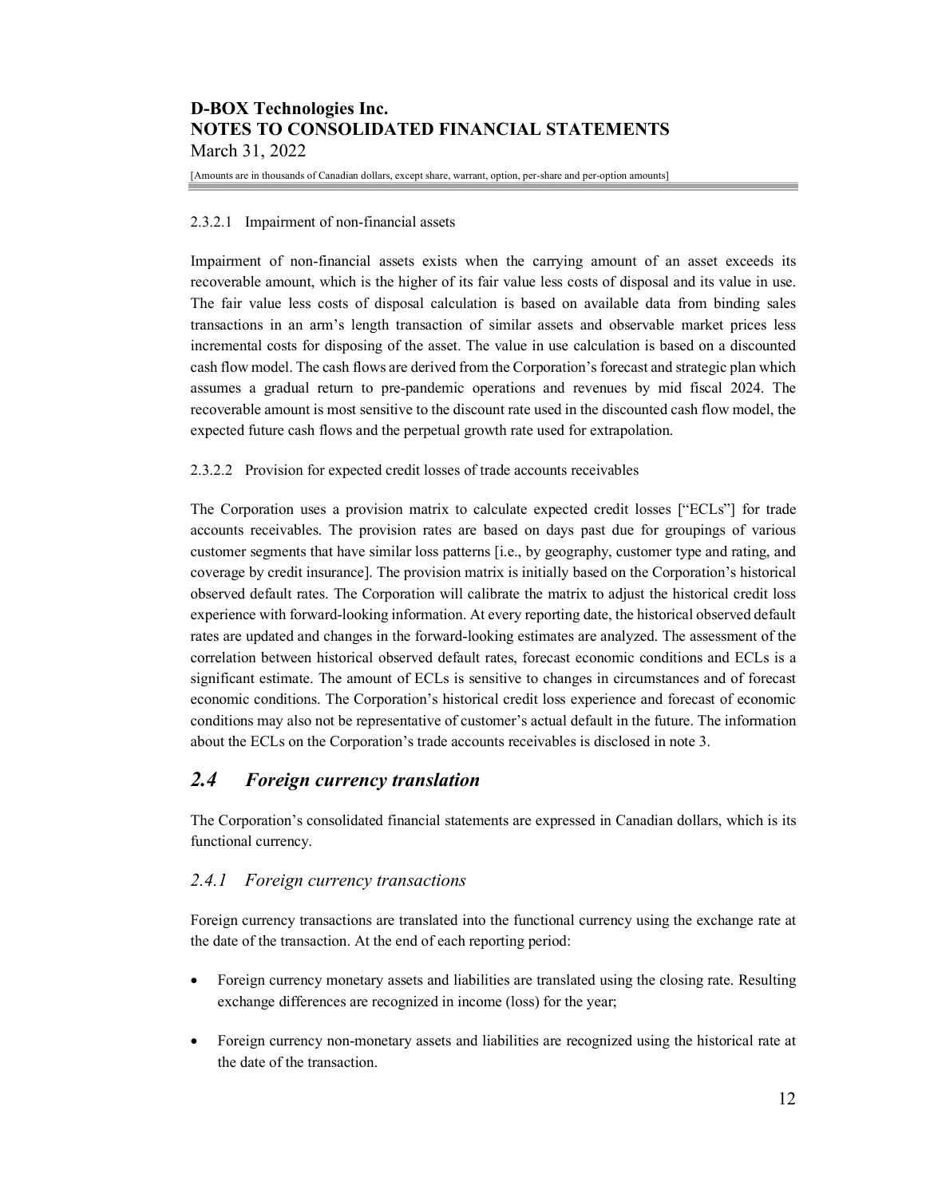#### 2.3.2.1 Impairment of non-financial assets

Impairment of non-financial assets exists when the carrying amount of an asset exceeds its recoverable amount, which is the higher of its fair value less costs of disposal and its value in use. The fair value less costs of disposal calculation is based on available data from binding sales transactions in an arm's length transaction of similar assets and observable market prices less incremental costs for disposing of the asset. The value in use calculation is based on a discounted cash flow model. The cash flows are derived from the Corporation's forecast and strategic plan which assumes a gradual return to pre-pandemic operations and revenues by mid fiscal 2024. The recoverable amount is most sensitive to the discount rate used in the discounted cash flow model, the expected future cash flows and the perpetual growth rate used for extrapolation.

#### 2.3.2.2 Provision for expected credit losses of trade accounts receivables

The Corporation uses a provision matrix to calculate expected credit losses ["ECLs"] for trade accounts receivables. The provision rates are based on days past due for groupings of various customer segments that have similar loss patterns [i.e., by geography, customer type and rating, and coverage by credit insurance]. The provision matrix is initially based on the Corporation's historical observed default rates. The Corporation will calibrate the matrix to adjust the historical credit loss experience with forward-looking information. At every reporting date, the historical observed default rates are updated and changes in the forward-looking estimates are analyzed. The assessment of the correlation between historical observed default rates, forecast economic conditions and ECLs is a significant estimate. The amount of ECLs is sensitive to changes in circumstances and of forecast economic conditions. The Corporation's historical credit loss experience and forecast of economic conditions may also not be representative of customer's actual default in the future. The information about the ECLs on the Corporation's trade accounts receivables is disclosed in note 3.

## *2.4 Foreign currency translation*

The Corporation's consolidated financial statements are expressed in Canadian dollars, which is its functional currency.

### *2.4.1 Foreign currency transactions*

Foreign currency transactions are translated into the functional currency using the exchange rate at the date of the transaction. At the end of each reporting period:

- Foreign currency monetary assets and liabilities are translated using the closing rate. Resulting exchange differences are recognized in income (loss) for the year;
- Foreign currency non-monetary assets and liabilities are recognized using the historical rate at the date of the transaction.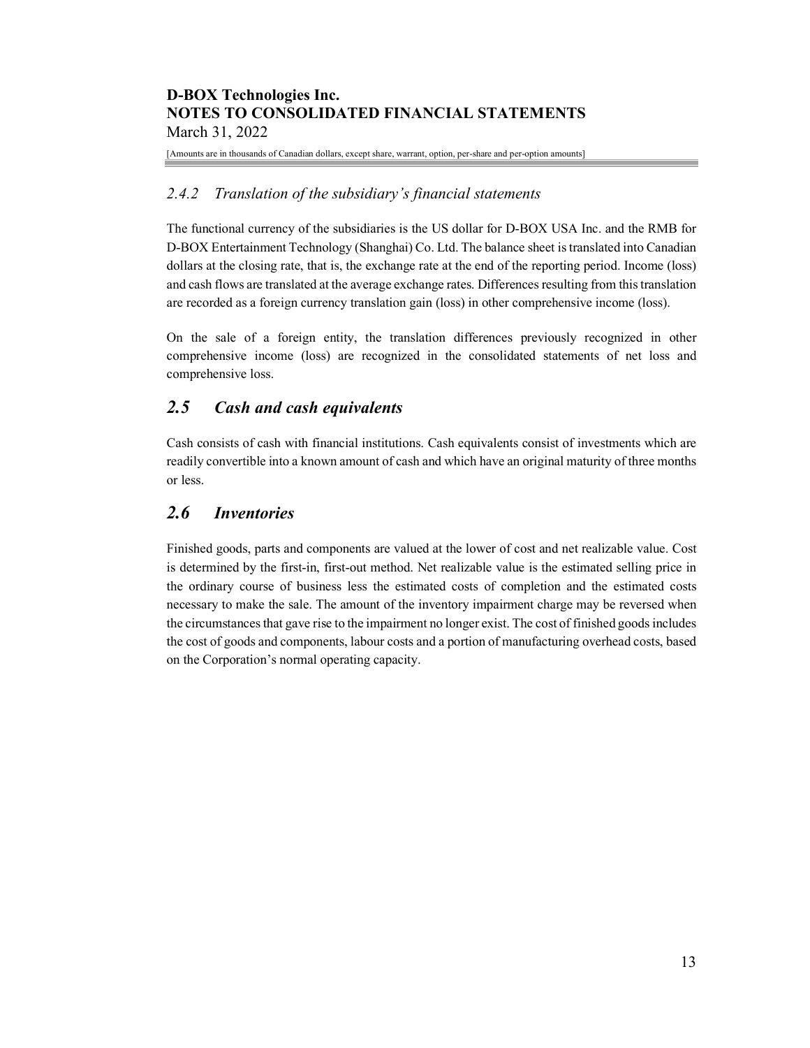### *2.4.2 Translation of the subsidiary's financial statements*

The functional currency of the subsidiaries is the US dollar for D-BOX USA Inc. and the RMB for D-BOX Entertainment Technology (Shanghai) Co. Ltd. The balance sheet is translated into Canadian dollars at the closing rate, that is, the exchange rate at the end of the reporting period. Income (loss) and cash flows are translated at the average exchange rates. Differences resulting from this translation are recorded as a foreign currency translation gain (loss) in other comprehensive income (loss).

On the sale of a foreign entity, the translation differences previously recognized in other comprehensive income (loss) are recognized in the consolidated statements of net loss and comprehensive loss.

## ***2.5 Cash and cash equivalents***

Cash consists of cash with financial institutions. Cash equivalents consist of investments which are readily convertible into a known amount of cash and which have an original maturity of three months or less.

## ***2.6 Inventories***

Finished goods, parts and components are valued at the lower of cost and net realizable value. Cost is determined by the first-in, first-out method. Net realizable value is the estimated selling price in the ordinary course of business less the estimated costs of completion and the estimated costs necessary to make the sale. The amount of the inventory impairment charge may be reversed when the circumstances that gave rise to the impairment no longer exist. The cost of finished goods includes the cost of goods and components, labour costs and a portion of manufacturing overhead costs, based on the Corporation's normal operating capacity.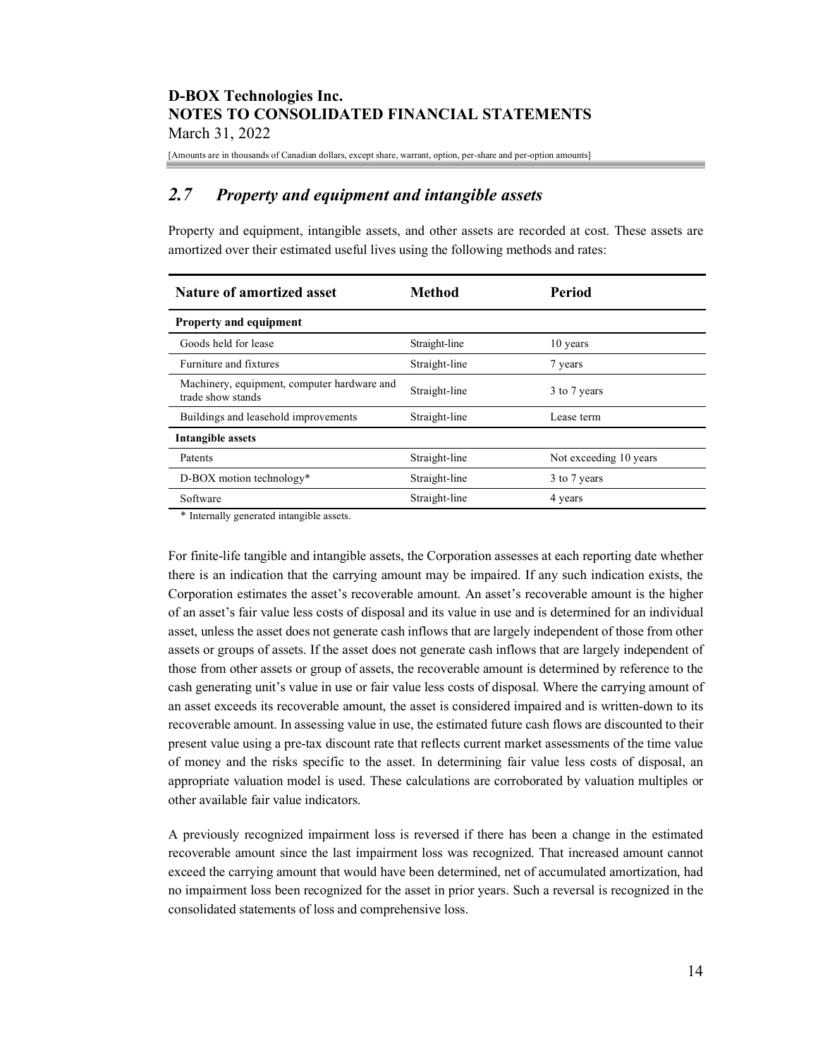## 2.7 *Property and equipment and intangible assets*

Property and equipment, intangible assets, and other assets are recorded at cost. These assets are amortized over their estimated useful lives using the following methods and rates:

| Nature of amortized asset | Method | Period |
|---|---|---|
| **Property and equipment** | | |
| Goods held for lease | Straight-line | 10 years |
| Furniture and fixtures | Straight-line | 7 years |
| Machinery, equipment, computer hardware and trade show stands | Straight-line | 3 to 7 years |
| Buildings and leasehold improvements | Straight-line | Lease term |
| **Intangible assets** | | |
| Patents | Straight-line | Not exceeding 10 years |
| D-BOX motion technology* | Straight-line | 3 to 7 years |
| Software | Straight-line | 4 years |

\* Internally generated intangible assets.

For finite-life tangible and intangible assets, the Corporation assesses at each reporting date whether there is an indication that the carrying amount may be impaired. If any such indication exists, the Corporation estimates the asset's recoverable amount. An asset's recoverable amount is the higher of an asset's fair value less costs of disposal and its value in use and is determined for an individual asset, unless the asset does not generate cash inflows that are largely independent of those from other assets or groups of assets. If the asset does not generate cash inflows that are largely independent of those from other assets or group of assets, the recoverable amount is determined by reference to the cash generating unit's value in use or fair value less costs of disposal. Where the carrying amount of an asset exceeds its recoverable amount, the asset is considered impaired and is written-down to its recoverable amount. In assessing value in use, the estimated future cash flows are discounted to their present value using a pre-tax discount rate that reflects current market assessments of the time value of money and the risks specific to the asset. In determining fair value less costs of disposal, an appropriate valuation model is used. These calculations are corroborated by valuation multiples or other available fair value indicators.

A previously recognized impairment loss is reversed if there has been a change in the estimated recoverable amount since the last impairment loss was recognized. That increased amount cannot exceed the carrying amount that would have been determined, net of accumulated amortization, had no impairment loss been recognized for the asset in prior years. Such a reversal is recognized in the consolidated statements of loss and comprehensive loss.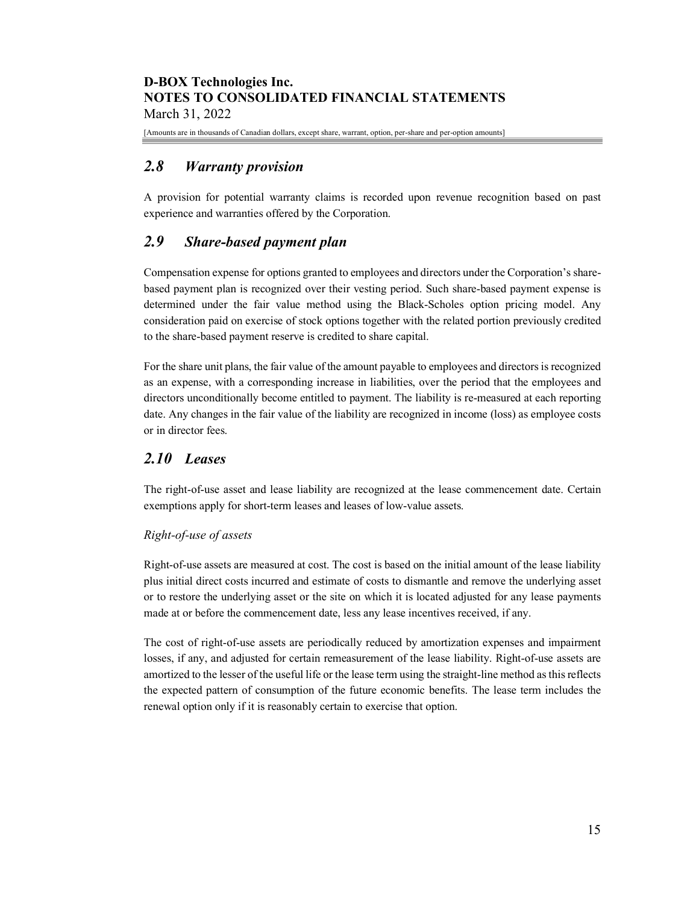## 2.8 Warranty provision

A provision for potential warranty claims is recorded upon revenue recognition based on past experience and warranties offered by the Corporation.

## 2.9 Share-based payment plan

Compensation expense for options granted to employees and directors under the Corporation's share-based payment plan is recognized over their vesting period. Such share-based payment expense is determined under the fair value method using the Black-Scholes option pricing model. Any consideration paid on exercise of stock options together with the related portion previously credited to the share-based payment reserve is credited to share capital.

For the share unit plans, the fair value of the amount payable to employees and directors is recognized as an expense, with a corresponding increase in liabilities, over the period that the employees and directors unconditionally become entitled to payment. The liability is re-measured at each reporting date. Any changes in the fair value of the liability are recognized in income (loss) as employee costs or in director fees.

## 2.10 Leases

The right-of-use asset and lease liability are recognized at the lease commencement date. Certain exemptions apply for short-term leases and leases of low-value assets.

*Right-of-use of assets*

Right-of-use assets are measured at cost. The cost is based on the initial amount of the lease liability plus initial direct costs incurred and estimate of costs to dismantle and remove the underlying asset or to restore the underlying asset or the site on which it is located adjusted for any lease payments made at or before the commencement date, less any lease incentives received, if any.

The cost of right-of-use assets are periodically reduced by amortization expenses and impairment losses, if any, and adjusted for certain remeasurement of the lease liability. Right-of-use assets are amortized to the lesser of the useful life or the lease term using the straight-line method as this reflects the expected pattern of consumption of the future economic benefits. The lease term includes the renewal option only if it is reasonably certain to exercise that option.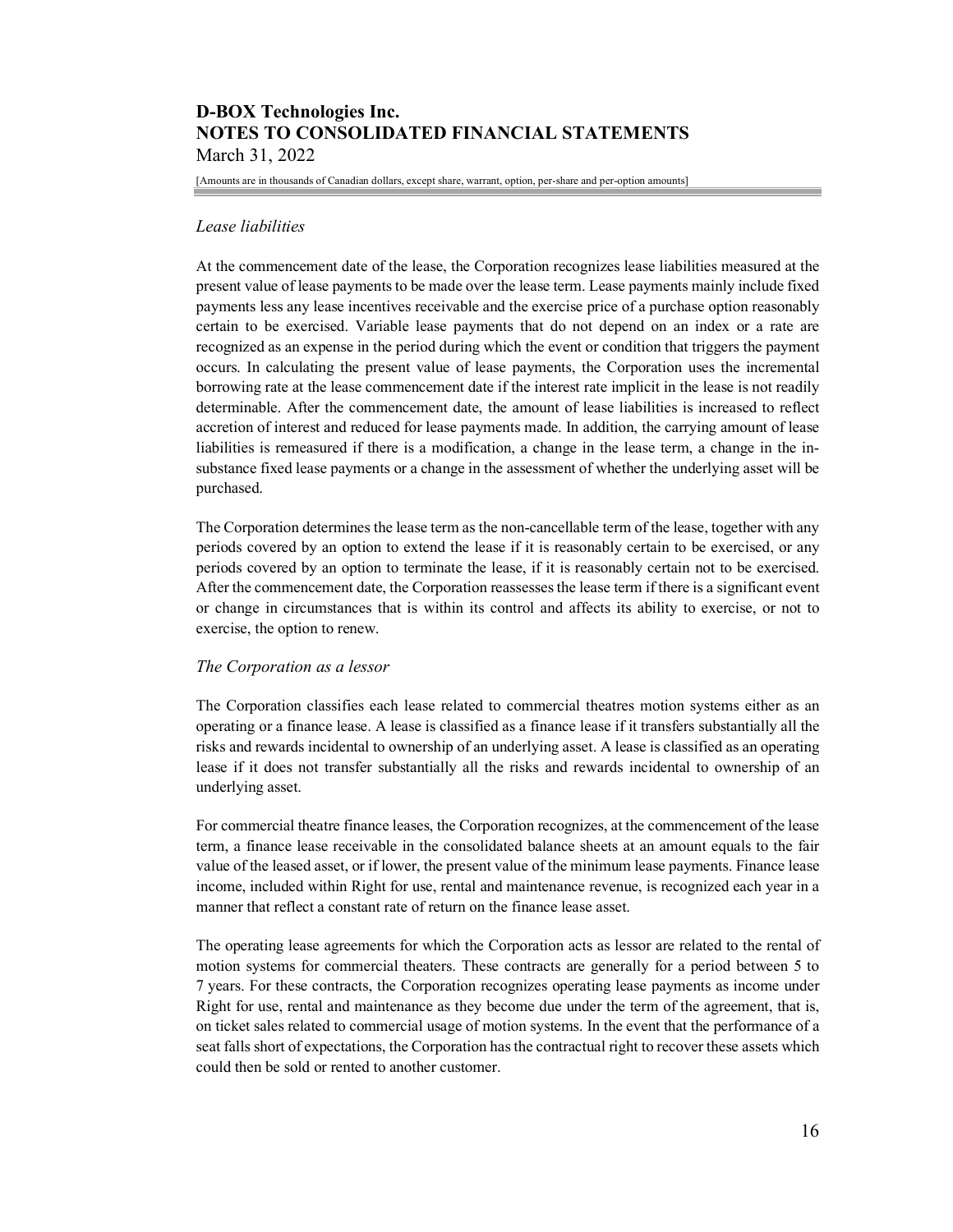*Lease liabilities*

At the commencement date of the lease, the Corporation recognizes lease liabilities measured at the present value of lease payments to be made over the lease term. Lease payments mainly include fixed payments less any lease incentives receivable and the exercise price of a purchase option reasonably certain to be exercised. Variable lease payments that do not depend on an index or a rate are recognized as an expense in the period during which the event or condition that triggers the payment occurs. In calculating the present value of lease payments, the Corporation uses the incremental borrowing rate at the lease commencement date if the interest rate implicit in the lease is not readily determinable. After the commencement date, the amount of lease liabilities is increased to reflect accretion of interest and reduced for lease payments made. In addition, the carrying amount of lease liabilities is remeasured if there is a modification, a change in the lease term, a change in the in-substance fixed lease payments or a change in the assessment of whether the underlying asset will be purchased.

The Corporation determines the lease term as the non-cancellable term of the lease, together with any periods covered by an option to extend the lease if it is reasonably certain to be exercised, or any periods covered by an option to terminate the lease, if it is reasonably certain not to be exercised. After the commencement date, the Corporation reassesses the lease term if there is a significant event or change in circumstances that is within its control and affects its ability to exercise, or not to exercise, the option to renew.

*The Corporation as a lessor*

The Corporation classifies each lease related to commercial theatres motion systems either as an operating or a finance lease. A lease is classified as a finance lease if it transfers substantially all the risks and rewards incidental to ownership of an underlying asset. A lease is classified as an operating lease if it does not transfer substantially all the risks and rewards incidental to ownership of an underlying asset.

For commercial theatre finance leases, the Corporation recognizes, at the commencement of the lease term, a finance lease receivable in the consolidated balance sheets at an amount equals to the fair value of the leased asset, or if lower, the present value of the minimum lease payments. Finance lease income, included within Right for use, rental and maintenance revenue, is recognized each year in a manner that reflect a constant rate of return on the finance lease asset.

The operating lease agreements for which the Corporation acts as lessor are related to the rental of motion systems for commercial theaters. These contracts are generally for a period between 5 to 7 years. For these contracts, the Corporation recognizes operating lease payments as income under Right for use, rental and maintenance as they become due under the term of the agreement, that is, on ticket sales related to commercial usage of motion systems. In the event that the performance of a seat falls short of expectations, the Corporation has the contractual right to recover these assets which could then be sold or rented to another customer.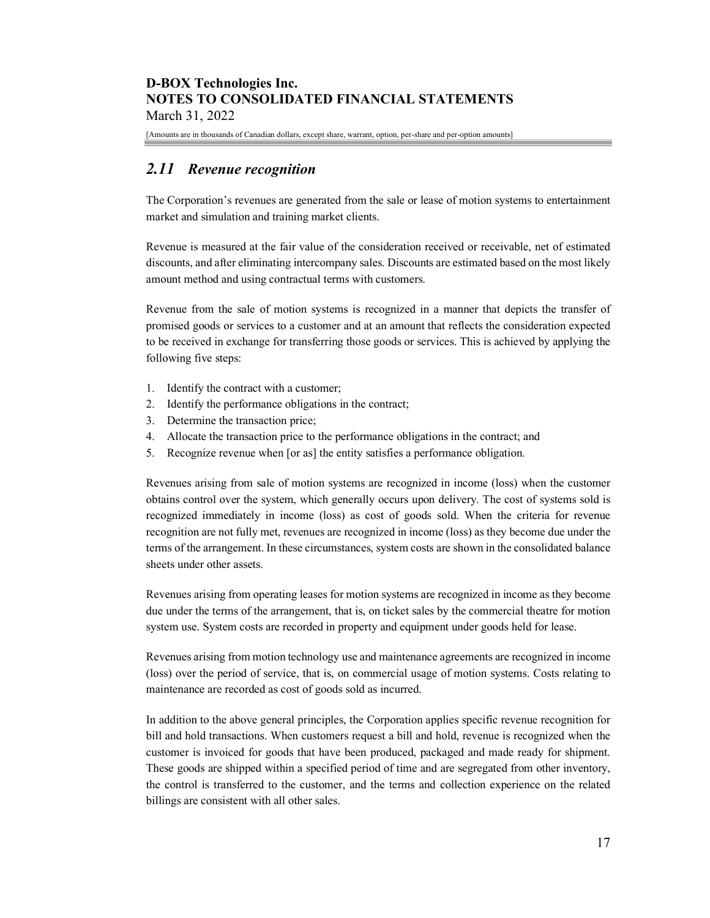## *2.11 Revenue recognition*

The Corporation's revenues are generated from the sale or lease of motion systems to entertainment market and simulation and training market clients.

Revenue is measured at the fair value of the consideration received or receivable, net of estimated discounts, and after eliminating intercompany sales. Discounts are estimated based on the most likely amount method and using contractual terms with customers.

Revenue from the sale of motion systems is recognized in a manner that depicts the transfer of promised goods or services to a customer and at an amount that reflects the consideration expected to be received in exchange for transferring those goods or services. This is achieved by applying the following five steps:

1. Identify the contract with a customer;
2. Identify the performance obligations in the contract;
3. Determine the transaction price;
4. Allocate the transaction price to the performance obligations in the contract; and
5. Recognize revenue when [or as] the entity satisfies a performance obligation.

Revenues arising from sale of motion systems are recognized in income (loss) when the customer obtains control over the system, which generally occurs upon delivery. The cost of systems sold is recognized immediately in income (loss) as cost of goods sold. When the criteria for revenue recognition are not fully met, revenues are recognized in income (loss) as they become due under the terms of the arrangement. In these circumstances, system costs are shown in the consolidated balance sheets under other assets.

Revenues arising from operating leases for motion systems are recognized in income as they become due under the terms of the arrangement, that is, on ticket sales by the commercial theatre for motion system use. System costs are recorded in property and equipment under goods held for lease.

Revenues arising from motion technology use and maintenance agreements are recognized in income (loss) over the period of service, that is, on commercial usage of motion systems. Costs relating to maintenance are recorded as cost of goods sold as incurred.

In addition to the above general principles, the Corporation applies specific revenue recognition for bill and hold transactions. When customers request a bill and hold, revenue is recognized when the customer is invoiced for goods that have been produced, packaged and made ready for shipment. These goods are shipped within a specified period of time and are segregated from other inventory, the control is transferred to the customer, and the terms and collection experience on the related billings are consistent with all other sales.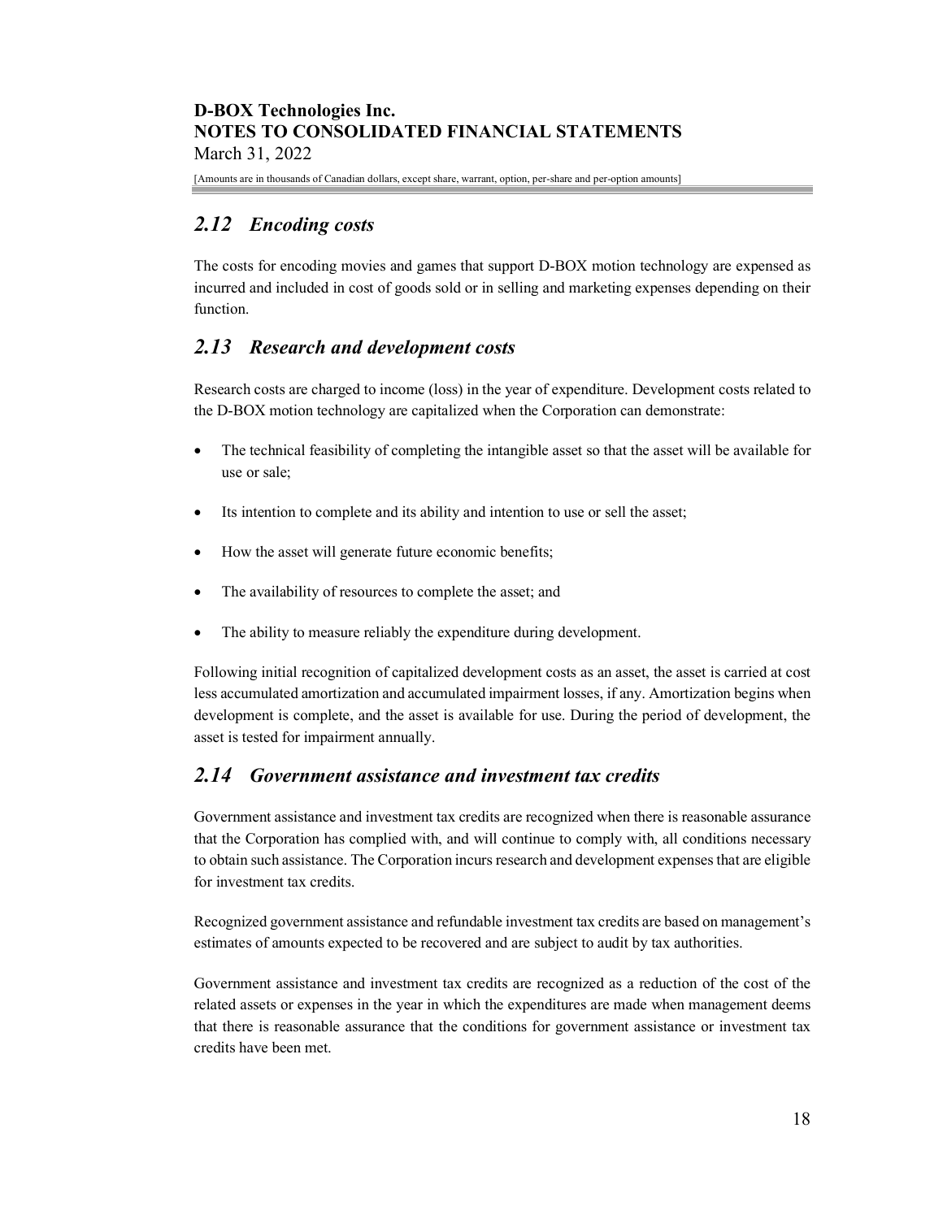## *2.12 Encoding costs*

The costs for encoding movies and games that support D-BOX motion technology are expensed as incurred and included in cost of goods sold or in selling and marketing expenses depending on their function.

## *2.13 Research and development costs*

Research costs are charged to income (loss) in the year of expenditure. Development costs related to the D-BOX motion technology are capitalized when the Corporation can demonstrate:

- The technical feasibility of completing the intangible asset so that the asset will be available for use or sale;
- Its intention to complete and its ability and intention to use or sell the asset;
- How the asset will generate future economic benefits;
- The availability of resources to complete the asset; and
- The ability to measure reliably the expenditure during development.

Following initial recognition of capitalized development costs as an asset, the asset is carried at cost less accumulated amortization and accumulated impairment losses, if any. Amortization begins when development is complete, and the asset is available for use. During the period of development, the asset is tested for impairment annually.

## *2.14 Government assistance and investment tax credits*

Government assistance and investment tax credits are recognized when there is reasonable assurance that the Corporation has complied with, and will continue to comply with, all conditions necessary to obtain such assistance. The Corporation incurs research and development expenses that are eligible for investment tax credits.

Recognized government assistance and refundable investment tax credits are based on management's estimates of amounts expected to be recovered and are subject to audit by tax authorities.

Government assistance and investment tax credits are recognized as a reduction of the cost of the related assets or expenses in the year in which the expenditures are made when management deems that there is reasonable assurance that the conditions for government assistance or investment tax credits have been met.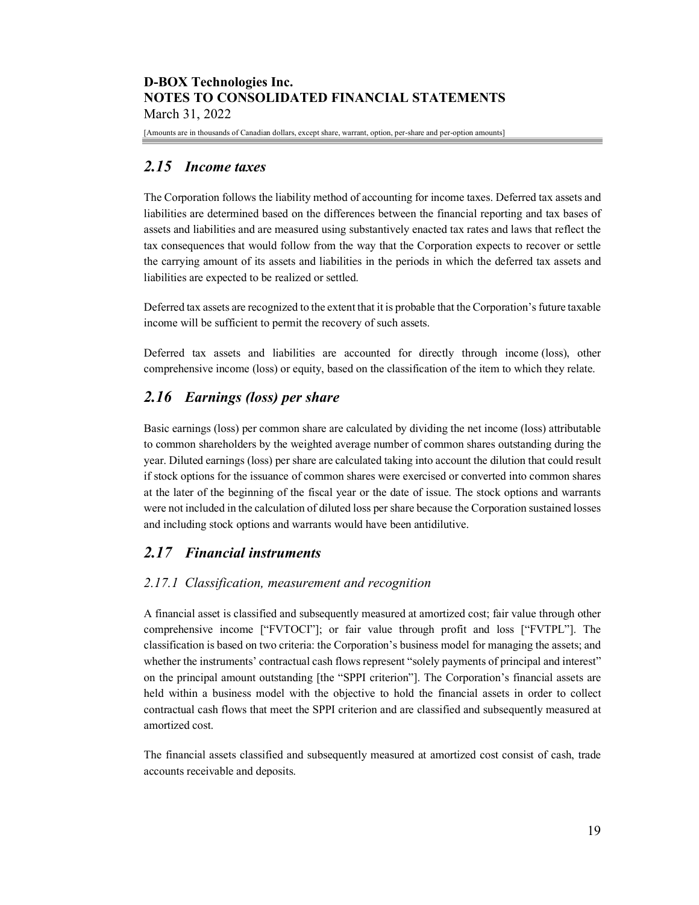## *2.15 Income taxes*

The Corporation follows the liability method of accounting for income taxes. Deferred tax assets and liabilities are determined based on the differences between the financial reporting and tax bases of assets and liabilities and are measured using substantively enacted tax rates and laws that reflect the tax consequences that would follow from the way that the Corporation expects to recover or settle the carrying amount of its assets and liabilities in the periods in which the deferred tax assets and liabilities are expected to be realized or settled.

Deferred tax assets are recognized to the extent that it is probable that the Corporation's future taxable income will be sufficient to permit the recovery of such assets.

Deferred tax assets and liabilities are accounted for directly through income (loss), other comprehensive income (loss) or equity, based on the classification of the item to which they relate.

## *2.16 Earnings (loss) per share*

Basic earnings (loss) per common share are calculated by dividing the net income (loss) attributable to common shareholders by the weighted average number of common shares outstanding during the year. Diluted earnings (loss) per share are calculated taking into account the dilution that could result if stock options for the issuance of common shares were exercised or converted into common shares at the later of the beginning of the fiscal year or the date of issue. The stock options and warrants were not included in the calculation of diluted loss per share because the Corporation sustained losses and including stock options and warrants would have been antidilutive.

## *2.17 Financial instruments*

### *2.17.1 Classification, measurement and recognition*

A financial asset is classified and subsequently measured at amortized cost; fair value through other comprehensive income ["FVTOCI"]; or fair value through profit and loss ["FVTPL"]. The classification is based on two criteria: the Corporation's business model for managing the assets; and whether the instruments' contractual cash flows represent "solely payments of principal and interest" on the principal amount outstanding [the "SPPI criterion"]. The Corporation's financial assets are held within a business model with the objective to hold the financial assets in order to collect contractual cash flows that meet the SPPI criterion and are classified and subsequently measured at amortized cost.

The financial assets classified and subsequently measured at amortized cost consist of cash, trade accounts receivable and deposits.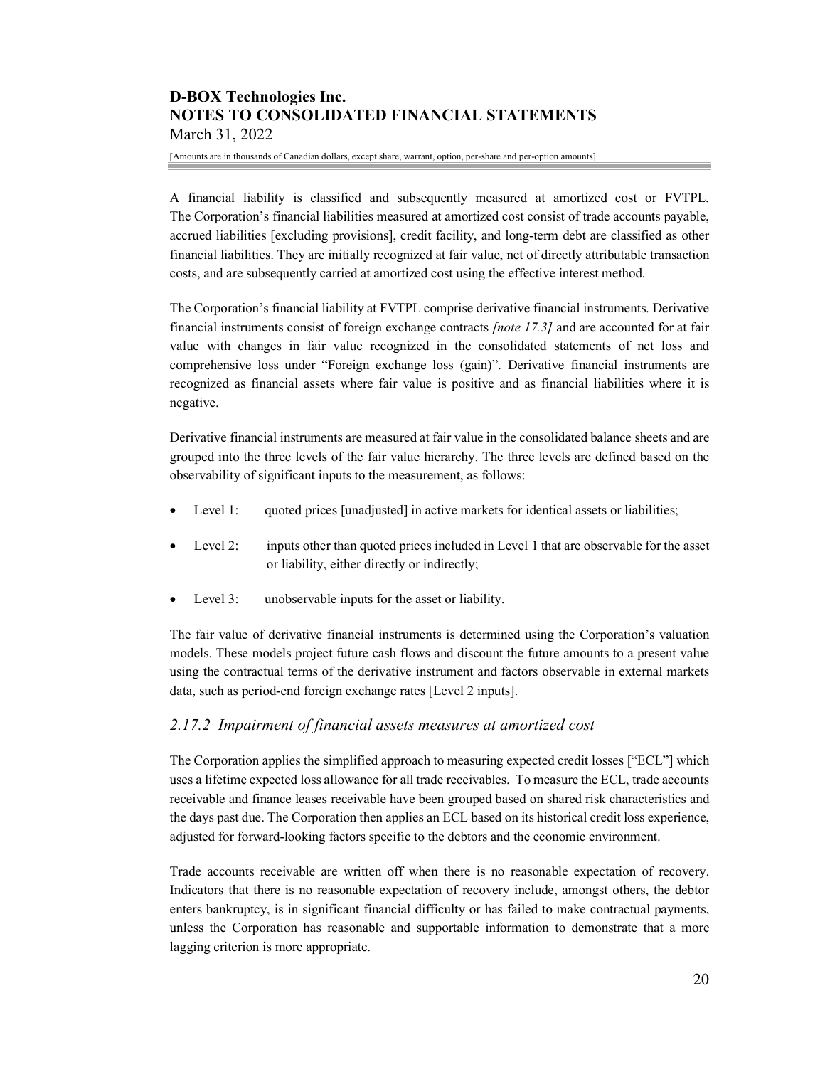A financial liability is classified and subsequently measured at amortized cost or FVTPL. The Corporation's financial liabilities measured at amortized cost consist of trade accounts payable, accrued liabilities [excluding provisions], credit facility, and long-term debt are classified as other financial liabilities. They are initially recognized at fair value, net of directly attributable transaction costs, and are subsequently carried at amortized cost using the effective interest method.

The Corporation's financial liability at FVTPL comprise derivative financial instruments. Derivative financial instruments consist of foreign exchange contracts *[note 17.3]* and are accounted for at fair value with changes in fair value recognized in the consolidated statements of net loss and comprehensive loss under "Foreign exchange loss (gain)". Derivative financial instruments are recognized as financial assets where fair value is positive and as financial liabilities where it is negative.

Derivative financial instruments are measured at fair value in the consolidated balance sheets and are grouped into the three levels of the fair value hierarchy. The three levels are defined based on the observability of significant inputs to the measurement, as follows:

- Level 1: quoted prices [unadjusted] in active markets for identical assets or liabilities;
- Level 2: inputs other than quoted prices included in Level 1 that are observable for the asset or liability, either directly or indirectly;
- Level 3: unobservable inputs for the asset or liability.

The fair value of derivative financial instruments is determined using the Corporation's valuation models. These models project future cash flows and discount the future amounts to a present value using the contractual terms of the derivative instrument and factors observable in external markets data, such as period-end foreign exchange rates [Level 2 inputs].

### *2.17.2 Impairment of financial assets measures at amortized cost*

The Corporation applies the simplified approach to measuring expected credit losses ["ECL"] which uses a lifetime expected loss allowance for all trade receivables. To measure the ECL, trade accounts receivable and finance leases receivable have been grouped based on shared risk characteristics and the days past due. The Corporation then applies an ECL based on its historical credit loss experience, adjusted for forward-looking factors specific to the debtors and the economic environment.

Trade accounts receivable are written off when there is no reasonable expectation of recovery. Indicators that there is no reasonable expectation of recovery include, amongst others, the debtor enters bankruptcy, is in significant financial difficulty or has failed to make contractual payments, unless the Corporation has reasonable and supportable information to demonstrate that a more lagging criterion is more appropriate.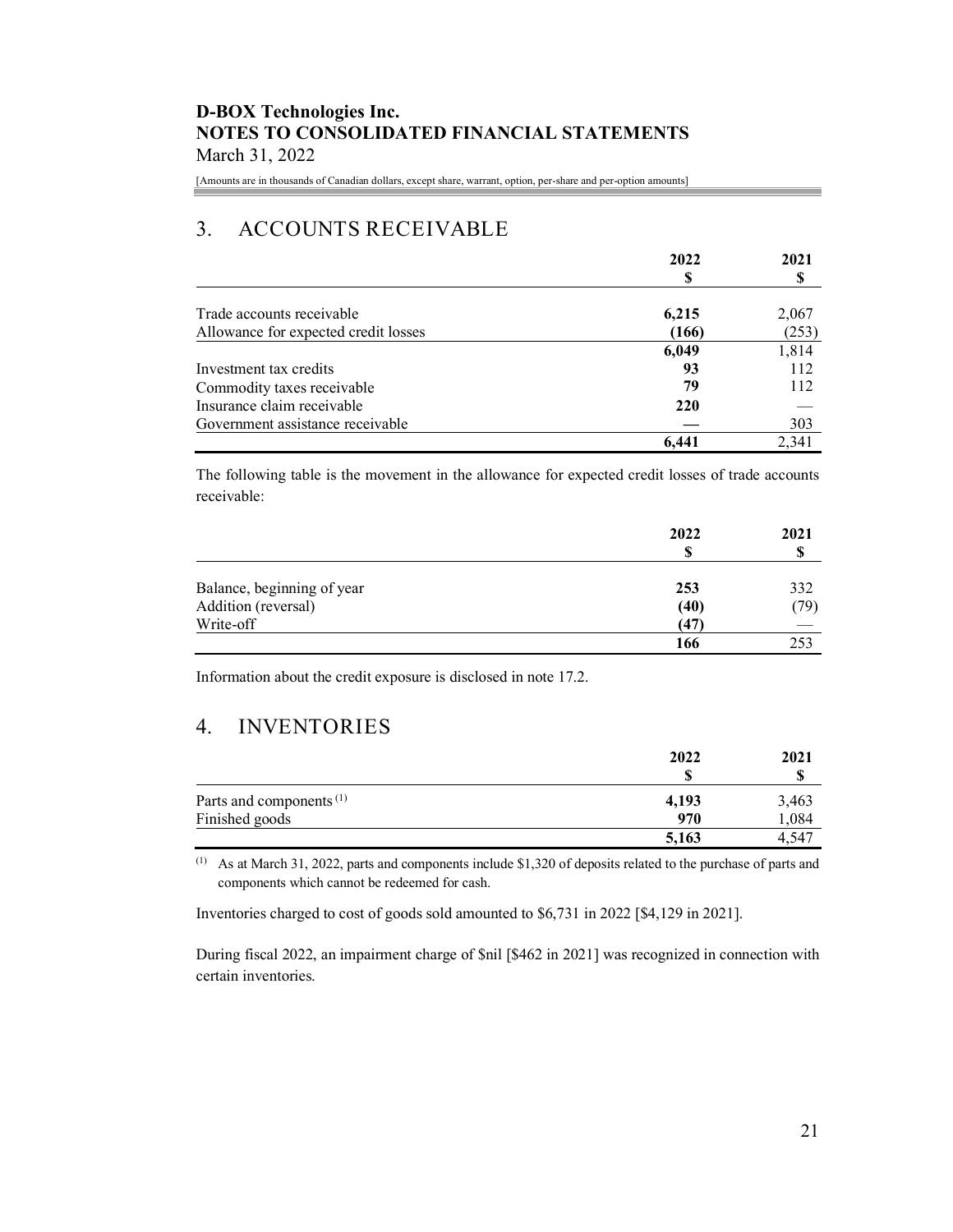# D-BOX Technologies Inc.
# NOTES TO CONSOLIDATED FINANCIAL STATEMENTS
March 31, 2022

[Amounts are in thousands of Canadian dollars, except share, warrant, option, per-share and per-option amounts]

## 3. ACCOUNTS RECEIVABLE

| | 2022<br>$ | 2021<br>$ |
|---|---|---|
| Trade accounts receivable | **6,215** | 2,067 |
| Allowance for expected credit losses | **(166)** | (253) |
| | **6,049** | 1,814 |
| Investment tax credits | **93** | 112 |
| Commodity taxes receivable | **79** | 112 |
| Insurance claim receivable | **220** | — |
| Government assistance receivable | **—** | 303 |
| | **6,441** | 2,341 |

The following table is the movement in the allowance for expected credit losses of trade accounts receivable:

| | 2022<br>$ | 2021<br>$ |
|---|---|---|
| Balance, beginning of year | **253** | 332 |
| Addition (reversal) | **(40)** | (79) |
| Write-off | **(47)** | — |
| | **166** | 253 |

Information about the credit exposure is disclosed in note 17.2.

## 4. INVENTORIES

| | 2022<br>$ | 2021<br>$ |
|---|---|---|
| Parts and components [(1)] | **4,193** | 3,463 |
| Finished goods | **970** | 1,084 |
| | **5,163** | 4,547 |

(1) As at March 31, 2022, parts and components include $1,320 of deposits related to the purchase of parts and components which cannot be redeemed for cash.

Inventories charged to cost of goods sold amounted to $6,731 in 2022 [$4,129 in 2021].

During fiscal 2022, an impairment charge of $nil [$462 in 2021] was recognized in connection with certain inventories.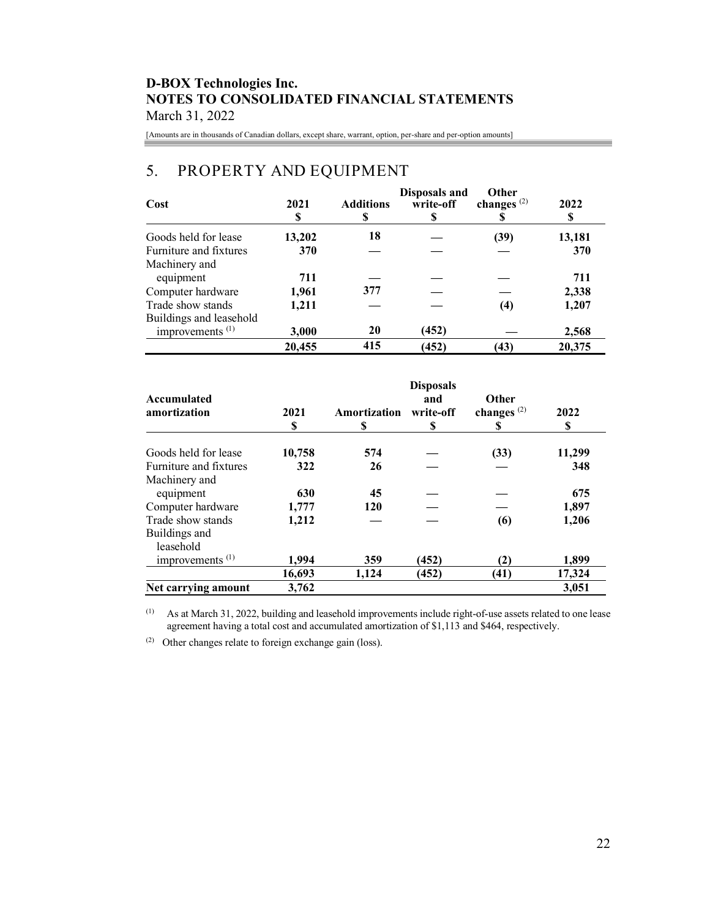# D-BOX Technologies Inc.
# NOTES TO CONSOLIDATED FINANCIAL STATEMENTS

March 31, 2022

[Amounts are in thousands of Canadian dollars, except share, warrant, option, per-share and per-option amounts]

## 5. PROPERTY AND EQUIPMENT

| Cost | 2021 | Additions | Disposals and write-off | Other changes [(2)] | 2022 |
|---|---|---|---|---|---|
| | $ | $ | $ | $ | $ |
| Goods held for lease | **13,202** | **18** | **—** | **(39)** | **13,181** |
| Furniture and fixtures | **370** | **—** | **—** | **—** | **370** |
| Machinery and equipment | **711** | **—** | **—** | **—** | **711** |
| Computer hardware | **1,961** | **377** | **—** | **—** | **2,338** |
| Trade show stands | **1,211** | **—** | **—** | **(4)** | **1,207** |
| Buildings and leasehold improvements [(1)] | **3,000** | **20** | **(452)** | **—** | **2,568** |
| | **20,455** | **415** | **(452)** | **(43)** | **20,375** |

| Accumulated amortization | 2021 | Amortization | Disposals and write-off | Other changes [(2)] | 2022 |
|---|---|---|---|---|---|
| | $ | $ | $ | $ | $ |
| Goods held for lease | **10,758** | **574** | **—** | **(33)** | **11,299** |
| Furniture and fixtures | **322** | **26** | **—** | **—** | **348** |
| Machinery and equipment | **630** | **45** | **—** | **—** | **675** |
| Computer hardware | **1,777** | **120** | **—** | **—** | **1,897** |
| Trade show stands | **1,212** | **—** | **—** | **(6)** | **1,206** |
| Buildings and leasehold improvements [(1)] | **1,994** | **359** | **(452)** | **(2)** | **1,899** |
| | **16,693** | **1,124** | **(452)** | **(41)** | **17,324** |
| **Net carrying amount** | **3,762** | | | | **3,051** |

[(1)] As at March 31, 2022, building and leasehold improvements include right-of-use assets related to one lease agreement having a total cost and accumulated amortization of $1,113 and $464, respectively.

[(2)] Other changes relate to foreign exchange gain (loss).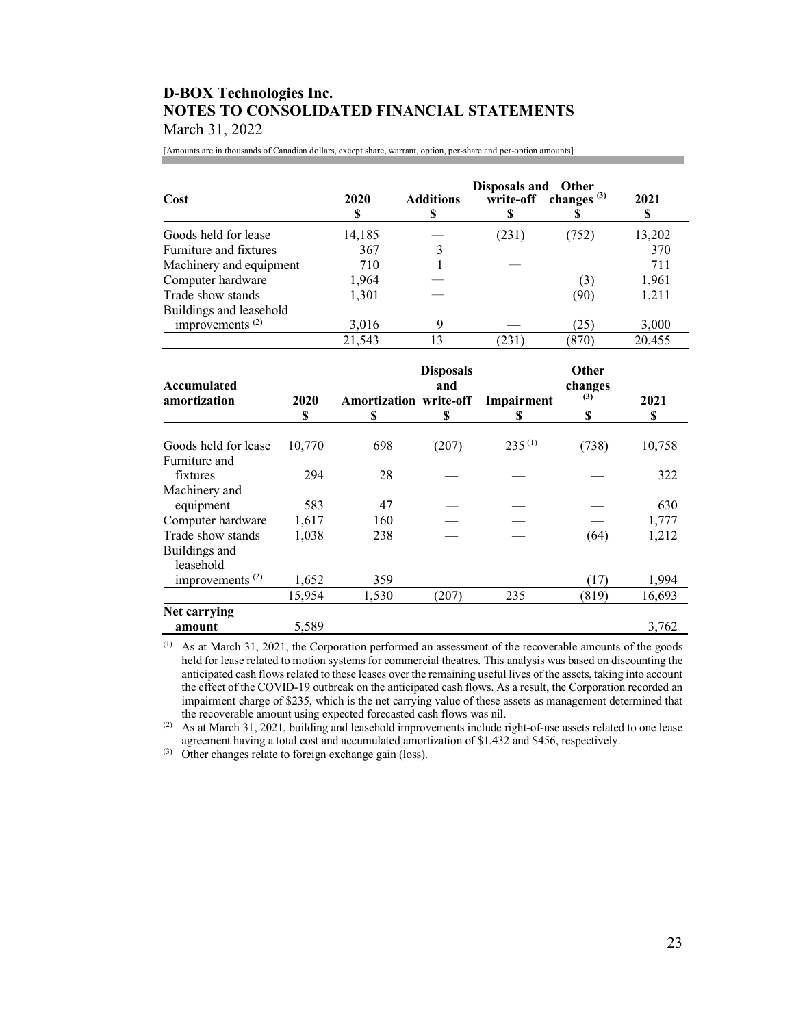# D-BOX Technologies Inc.
# NOTES TO CONSOLIDATED FINANCIAL STATEMENTS
March 31, 2022

[Amounts are in thousands of Canadian dollars, except share, warrant, option, per-share and per-option amounts]

| Cost | 2020<br>$ | Additions<br>$ | Disposals and write-off<br>$ | Other changes [(3)]<br>$ | 2021<br>$ |
|---|---|---|---|---|---|
| Goods held for lease | 14,185 | — | (231) | (752) | 13,202 |
| Furniture and fixtures | 367 | 3 | — | — | 370 |
| Machinery and equipment | 710 | 1 | — | — | 711 |
| Computer hardware | 1,964 | — | — | (3) | 1,961 |
| Trade show stands | 1,301 | — | — | (90) | 1,211 |
| Buildings and leasehold improvements [(2)] | 3,016 | 9 | — | (25) | 3,000 |
| | 21,543 | 13 | (231) | (870) | 20,455 |

| Accumulated amortization | 2020<br>$ | Amortization<br>$ | Disposals and write-off<br>$ | Impairment<br>$ | Other changes [(3)]<br>$ | 2021<br>$ |
|---|---|---|---|---|---|---|
| Goods held for lease | 10,770 | 698 | (207) | 235 [(1)] | (738) | 10,758 |
| Furniture and fixtures | 294 | 28 | — | — | — | 322 |
| Machinery and equipment | 583 | 47 | — | — | — | 630 |
| Computer hardware | 1,617 | 160 | — | — | — | 1,777 |
| Trade show stands | 1,038 | 238 | — | — | (64) | 1,212 |
| Buildings and leasehold improvements [(2)] | 1,652 | 359 | — | — | (17) | 1,994 |
| | 15,954 | 1,530 | (207) | 235 | (819) | 16,693 |
| **Net carrying amount** | 5,589 | | | | | 3,762 |

(1) As at March 31, 2021, the Corporation performed an assessment of the recoverable amounts of the goods held for lease related to motion systems for commercial theatres. This analysis was based on discounting the anticipated cash flows related to these leases over the remaining useful lives of the assets, taking into account the effect of the COVID-19 outbreak on the anticipated cash flows. As a result, the Corporation recorded an impairment charge of $235, which is the net carrying value of these assets as management determined that the recoverable amount using expected forecasted cash flows was nil.

(2) As at March 31, 2021, building and leasehold improvements include right-of-use assets related to one lease agreement having a total cost and accumulated amortization of $1,432 and $456, respectively.

(3) Other changes relate to foreign exchange gain (loss).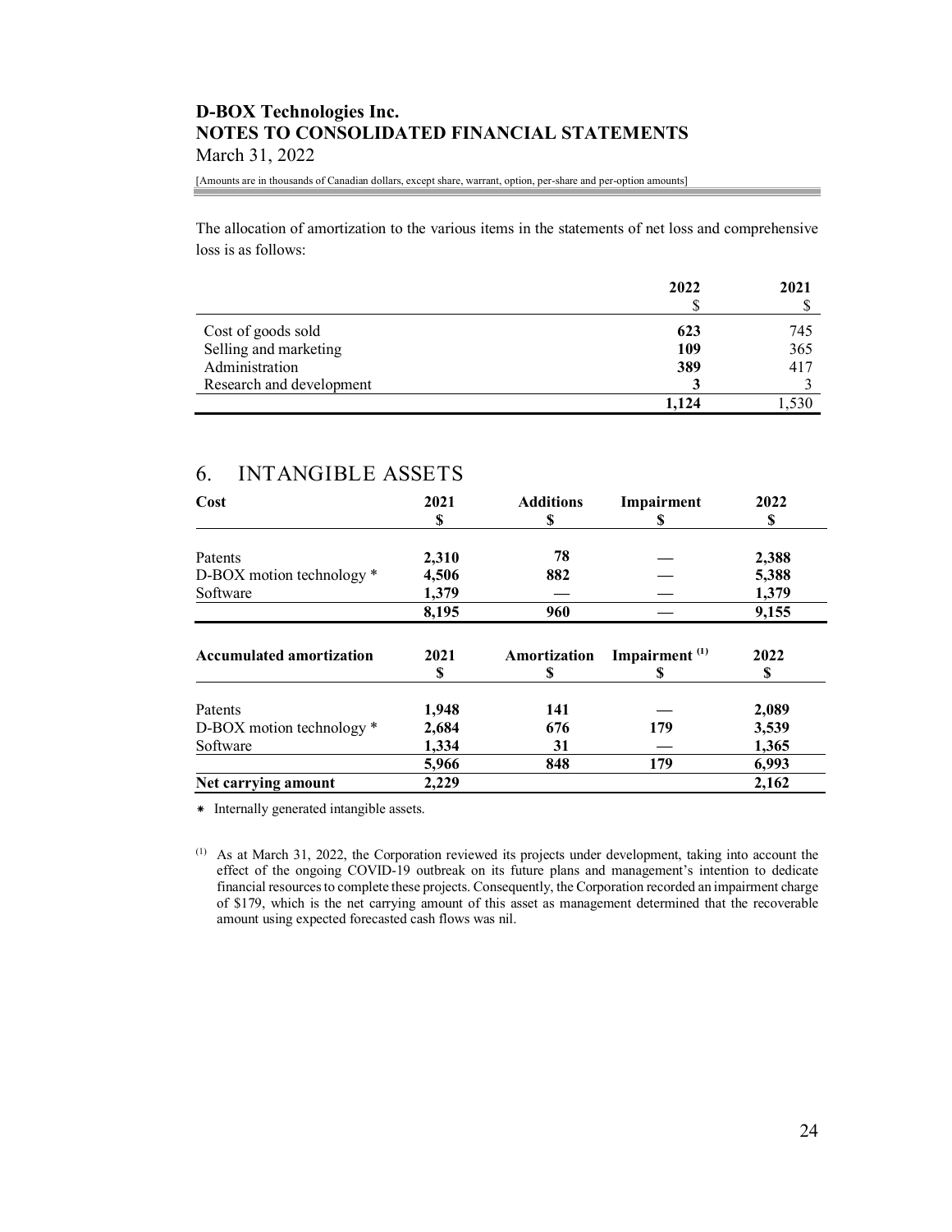The allocation of amortization to the various items in the statements of net loss and comprehensive loss is as follows:

| | 2022 | 2021 |
|---|---|---|
| | $ | $ |
| Cost of goods sold | **623** | 745 |
| Selling and marketing | **109** | 365 |
| Administration | **389** | 417 |
| Research and development | **3** | 3 |
| | **1,124** | 1,530 |

# 6. INTANGIBLE ASSETS

| Cost | 2021 | Additions | Impairment | 2022 |
|---|---|---|---|---|
| | $ | $ | $ | $ |
| Patents | 2,310 | 78 | — | 2,388 |
| D-BOX motion technology * | 4,506 | 882 | — | 5,388 |
| Software | 1,379 | — | — | 1,379 |
| | 8,195 | 960 | — | 9,155 |

| Accumulated amortization | 2021 | Amortization | Impairment (1) | 2022 |
|---|---|---|---|---|
| | $ | $ | $ | $ |
| Patents | 1,948 | 141 | — | 2,089 |
| D-BOX motion technology * | 2,684 | 676 | 179 | 3,539 |
| Software | 1,334 | 31 | — | 1,365 |
| | 5,966 | 848 | 179 | 6,993 |
| **Net carrying amount** | 2,229 | | | 2,162 |

* Internally generated intangible assets.

(1) As at March 31, 2022, the Corporation reviewed its projects under development, taking into account the effect of the ongoing COVID-19 outbreak on its future plans and management's intention to dedicate financial resources to complete these projects. Consequently, the Corporation recorded an impairment charge of $179, which is the net carrying amount of this asset as management determined that the recoverable amount using expected forecasted cash flows was nil.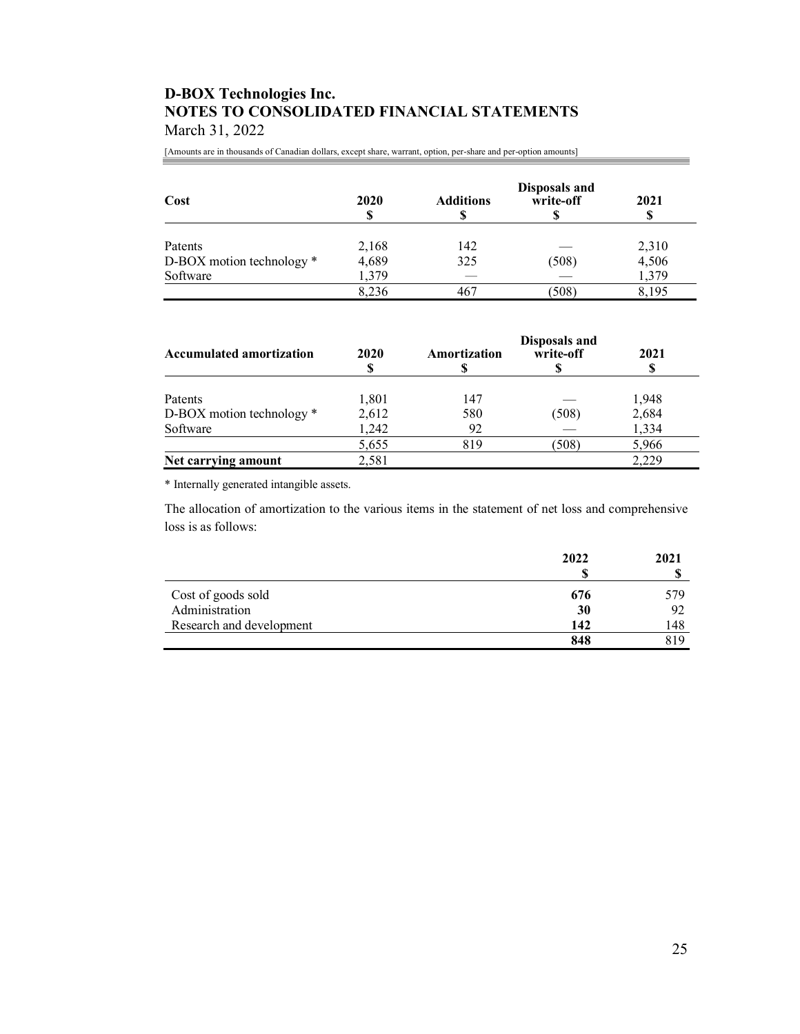# D-BOX Technologies Inc.
# NOTES TO CONSOLIDATED FINANCIAL STATEMENTS
March 31, 2022

[Amounts are in thousands of Canadian dollars, except share, warrant, option, per-share and per-option amounts]

| Cost | 2020 $ | Additions $ | Disposals and write-off $ | 2021 $ |
|---|---|---|---|---|
| Patents | 2,168 | 142 | — | 2,310 |
| D-BOX motion technology * | 4,689 | 325 | (508) | 4,506 |
| Software | 1,379 | — | — | 1,379 |
| | 8,236 | 467 | (508) | 8,195 |

| Accumulated amortization | 2020 $ | Amortization $ | Disposals and write-off $ | 2021 $ |
|---|---|---|---|---|
| Patents | 1,801 | 147 | — | 1,948 |
| D-BOX motion technology * | 2,612 | 580 | (508) | 2,684 |
| Software | 1,242 | 92 | — | 1,334 |
| | 5,655 | 819 | (508) | 5,966 |
| **Net carrying amount** | 2,581 | | | 2,229 |

* Internally generated intangible assets.

The allocation of amortization to the various items in the statement of net loss and comprehensive loss is as follows:

| | 2022 $ | 2021 $ |
|---|---|---|
| Cost of goods sold | **676** | 579 |
| Administration | **30** | 92 |
| Research and development | **142** | 148 |
| | **848** | 819 |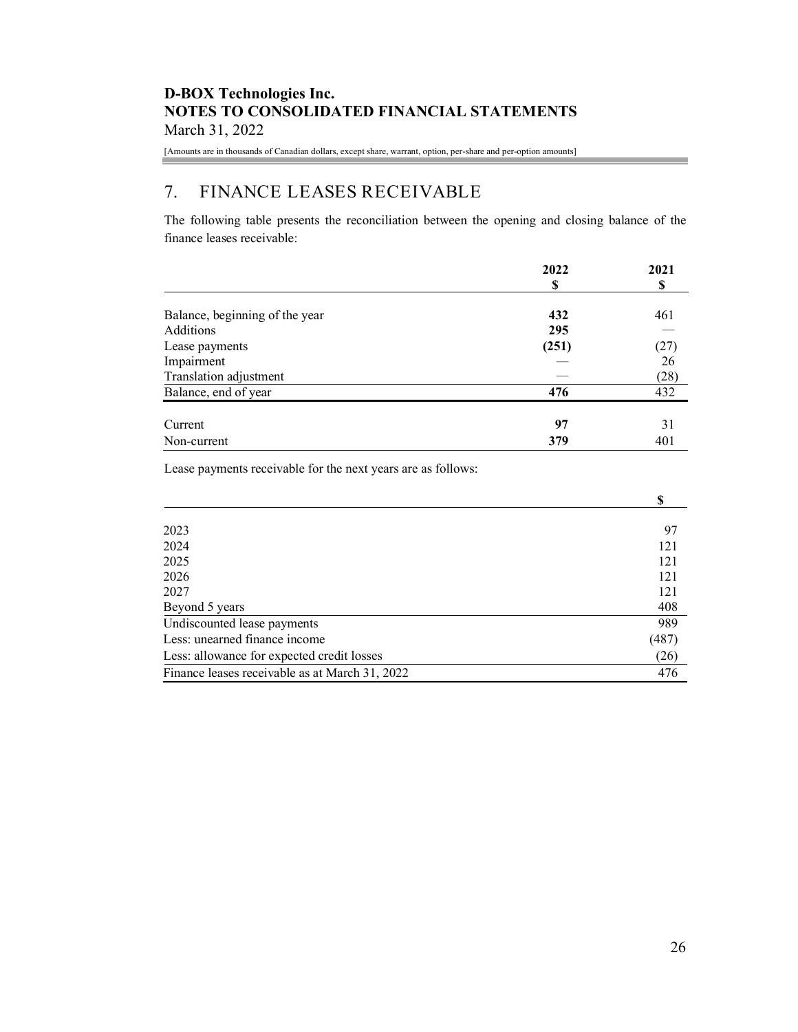## 7. FINANCE LEASES RECEIVABLE

The following table presents the reconciliation between the opening and closing balance of the finance leases receivable:

| | 2022<br>$ | 2021<br>$ |
|---|---|---|
| Balance, beginning of the year | **432** | 461 |
| Additions | **295** | — |
| Lease payments | **(251)** | (27) |
| Impairment | — | 26 |
| Translation adjustment | — | (28) |
| Balance, end of year | **476** | 432 |
| | | |
| Current | **97** | 31 |
| Non-current | **379** | 401 |

Lease payments receivable for the next years are as follows:

| | $ |
|---|---|
| 2023 | 97 |
| 2024 | 121 |
| 2025 | 121 |
| 2026 | 121 |
| 2027 | 121 |
| Beyond 5 years | 408 |
| Undiscounted lease payments | 989 |
| Less: unearned finance income | (487) |
| Less: allowance for expected credit losses | (26) |
| Finance leases receivable as at March 31, 2022 | 476 |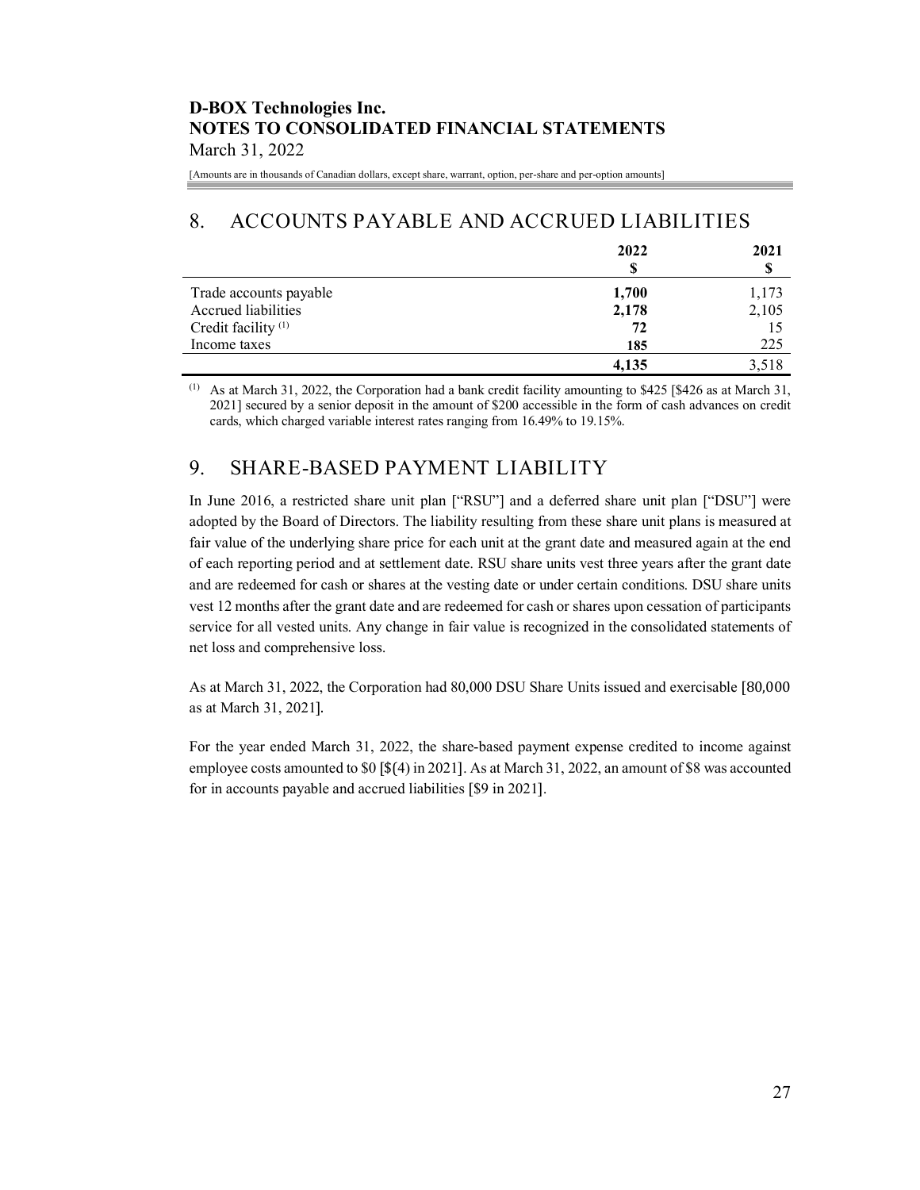## 8. ACCOUNTS PAYABLE AND ACCRUED LIABILITIES

| | 2022<br>$ | 2021<br>$ |
|---|---|---|
| Trade accounts payable | **1,700** | 1,173 |
| Accrued liabilities | **2,178** | 2,105 |
| Credit facility [(1)] | **72** | 15 |
| Income taxes | **185** | 225 |
| | **4,135** | 3,518 |

(1) As at March 31, 2022, the Corporation had a bank credit facility amounting to $425 [$426 as at March 31, 2021] secured by a senior deposit in the amount of $200 accessible in the form of cash advances on credit cards, which charged variable interest rates ranging from 16.49% to 19.15%.

## 9. SHARE-BASED PAYMENT LIABILITY

In June 2016, a restricted share unit plan ["RSU"] and a deferred share unit plan ["DSU"] were adopted by the Board of Directors. The liability resulting from these share unit plans is measured at fair value of the underlying share price for each unit at the grant date and measured again at the end of each reporting period and at settlement date. RSU share units vest three years after the grant date and are redeemed for cash or shares at the vesting date or under certain conditions. DSU share units vest 12 months after the grant date and are redeemed for cash or shares upon cessation of participants service for all vested units. Any change in fair value is recognized in the consolidated statements of net loss and comprehensive loss.

As at March 31, 2022, the Corporation had 80,000 DSU Share Units issued and exercisable [80,000 as at March 31, 2021].

For the year ended March 31, 2022, the share-based payment expense credited to income against employee costs amounted to $0 [$(4) in 2021]. As at March 31, 2022, an amount of $8 was accounted for in accounts payable and accrued liabilities [$9 in 2021].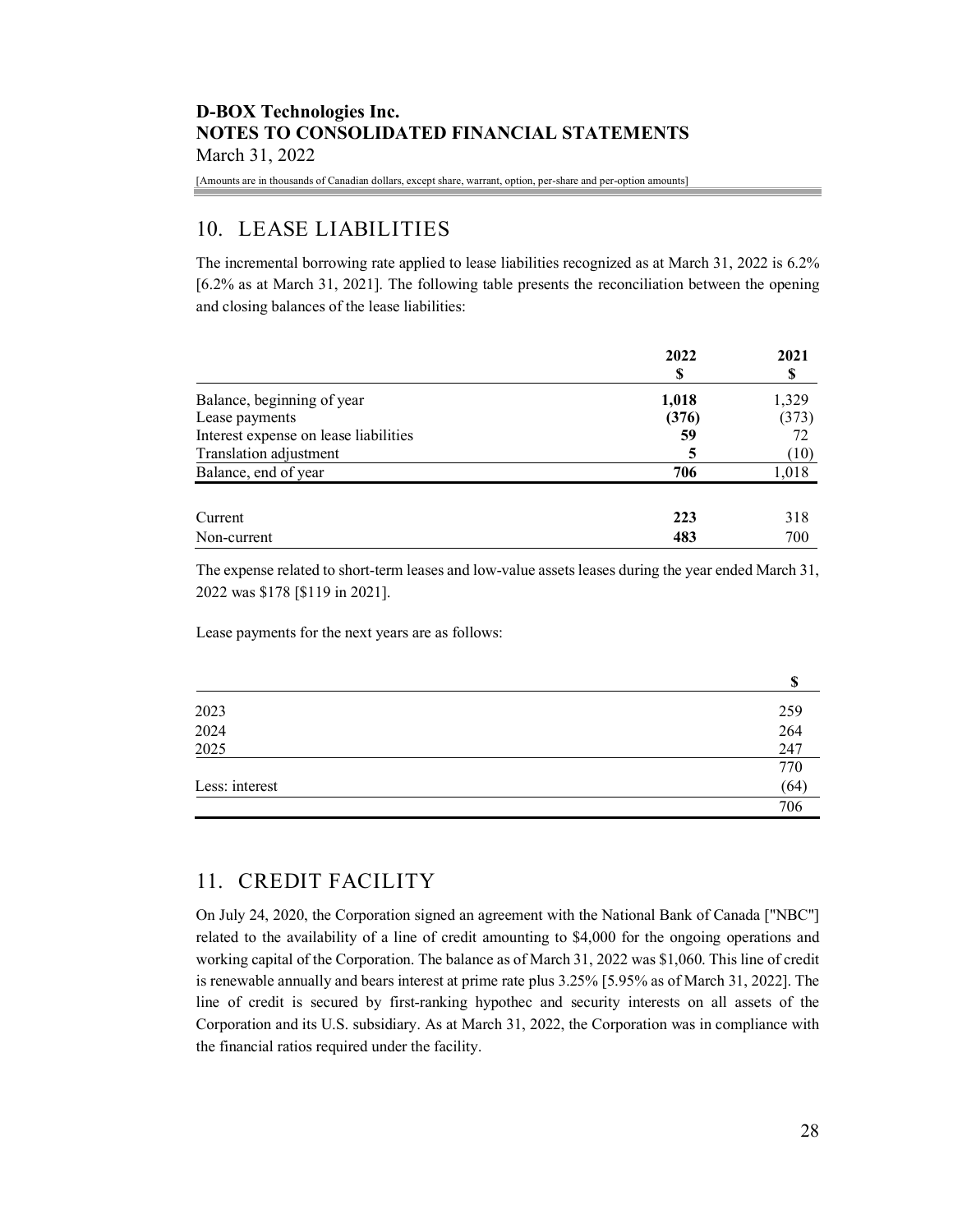## 10. LEASE LIABILITIES

The incremental borrowing rate applied to lease liabilities recognized as at March 31, 2022 is 6.2% [6.2% as at March 31, 2021]. The following table presents the reconciliation between the opening and closing balances of the lease liabilities:

| | 2022<br>$ | 2021<br>$ |
|---|---|---|
| Balance, beginning of year | **1,018** | 1,329 |
| Lease payments | **(376)** | (373) |
| Interest expense on lease liabilities | **59** | 72 |
| Translation adjustment | **5** | (10) |
| Balance, end of year | **706** | 1,018 |
| | | |
| Current | **223** | 318 |
| Non-current | **483** | 700 |

The expense related to short-term leases and low-value assets leases during the year ended March 31, 2022 was $178 [$119 in 2021].

Lease payments for the next years are as follows:

| | $ |
|---|---|
| 2023 | 259 |
| 2024 | 264 |
| 2025 | 247 |
| | 770 |
| Less: interest | (64) |
| | 706 |

## 11. CREDIT FACILITY

On July 24, 2020, the Corporation signed an agreement with the National Bank of Canada ["NBC"] related to the availability of a line of credit amounting to $4,000 for the ongoing operations and working capital of the Corporation. The balance as of March 31, 2022 was $1,060. This line of credit is renewable annually and bears interest at prime rate plus 3.25% [5.95% as of March 31, 2022]. The line of credit is secured by first-ranking hypothec and security interests on all assets of the Corporation and its U.S. subsidiary. As at March 31, 2022, the Corporation was in compliance with the financial ratios required under the facility.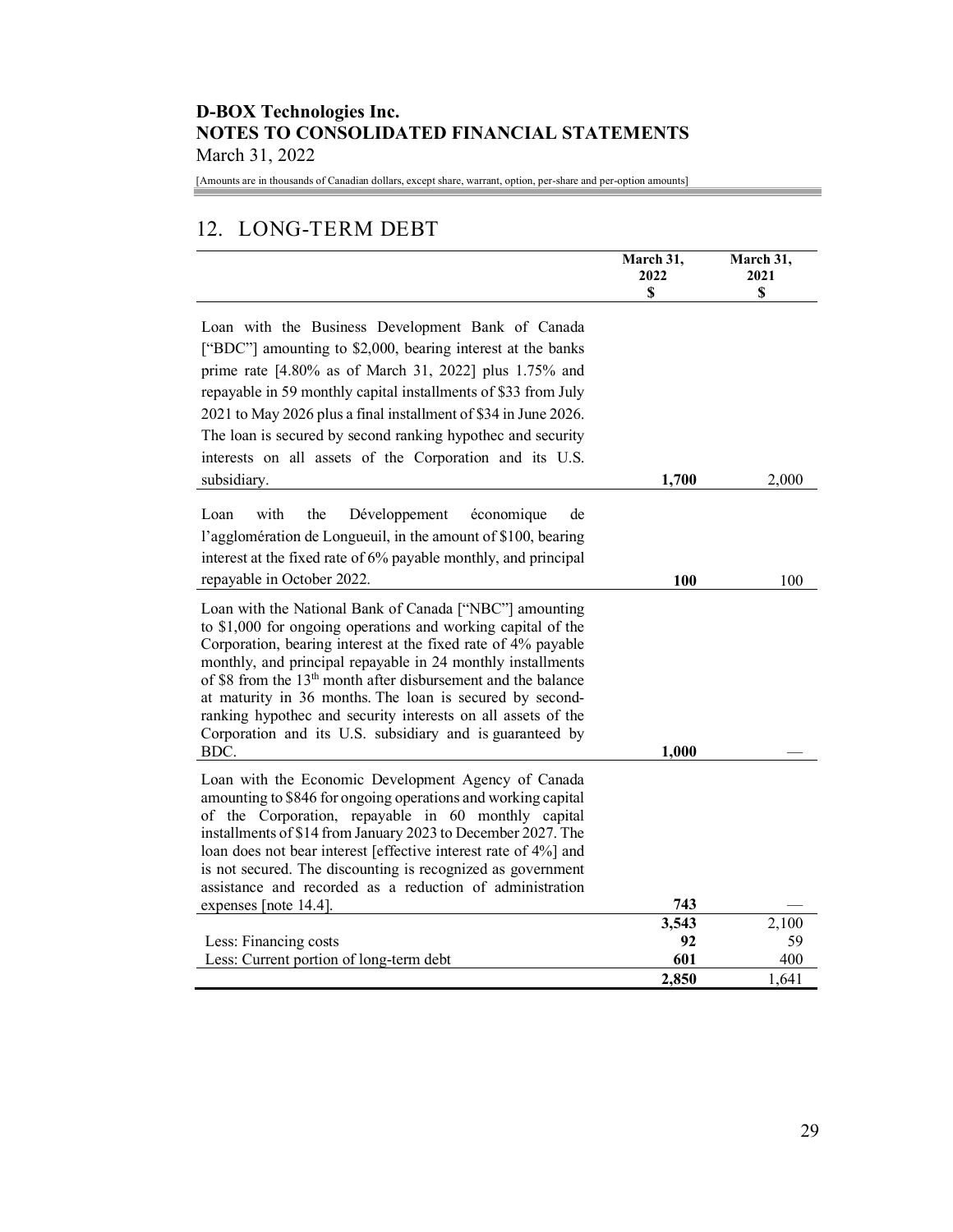## 12. LONG-TERM DEBT

| | March 31, 2022 $ | March 31, 2021 $ |
|---|---|---|
| Loan with the Business Development Bank of Canada ["BDC"] amounting to $2,000, bearing interest at the banks prime rate [4.80% as of March 31, 2022] plus 1.75% and repayable in 59 monthly capital installments of $33 from July 2021 to May 2026 plus a final installment of $34 in June 2026. The loan is secured by second ranking hypothec and security interests on all assets of the Corporation and its U.S. subsidiary. | **1,700** | 2,000 |
| Loan with the Développement économique de l'agglomération de Longueuil, in the amount of $100, bearing interest at the fixed rate of 6% payable monthly, and principal repayable in October 2022. | **100** | 100 |
| Loan with the National Bank of Canada ["NBC"] amounting to $1,000 for ongoing operations and working capital of the Corporation, bearing interest at the fixed rate of 4% payable monthly, and principal repayable in 24 monthly installments of $8 from the 13th month after disbursement and the balance at maturity in 36 months. The loan is secured by second-ranking hypothec and security interests on all assets of the Corporation and its U.S. subsidiary and is guaranteed by BDC. | **1,000** | — |
| Loan with the Economic Development Agency of Canada amounting to $846 for ongoing operations and working capital of the Corporation, repayable in 60 monthly capital installments of $14 from January 2023 to December 2027. The loan does not bear interest [effective interest rate of 4%] and is not secured. The discounting is recognized as government assistance and recorded as a reduction of administration expenses [note 14.4]. | **743** | — |
| | **3,543** | 2,100 |
| Less: Financing costs | **92** | 59 |
| Less: Current portion of long-term debt | **601** | 400 |
| | **2,850** | 1,641 |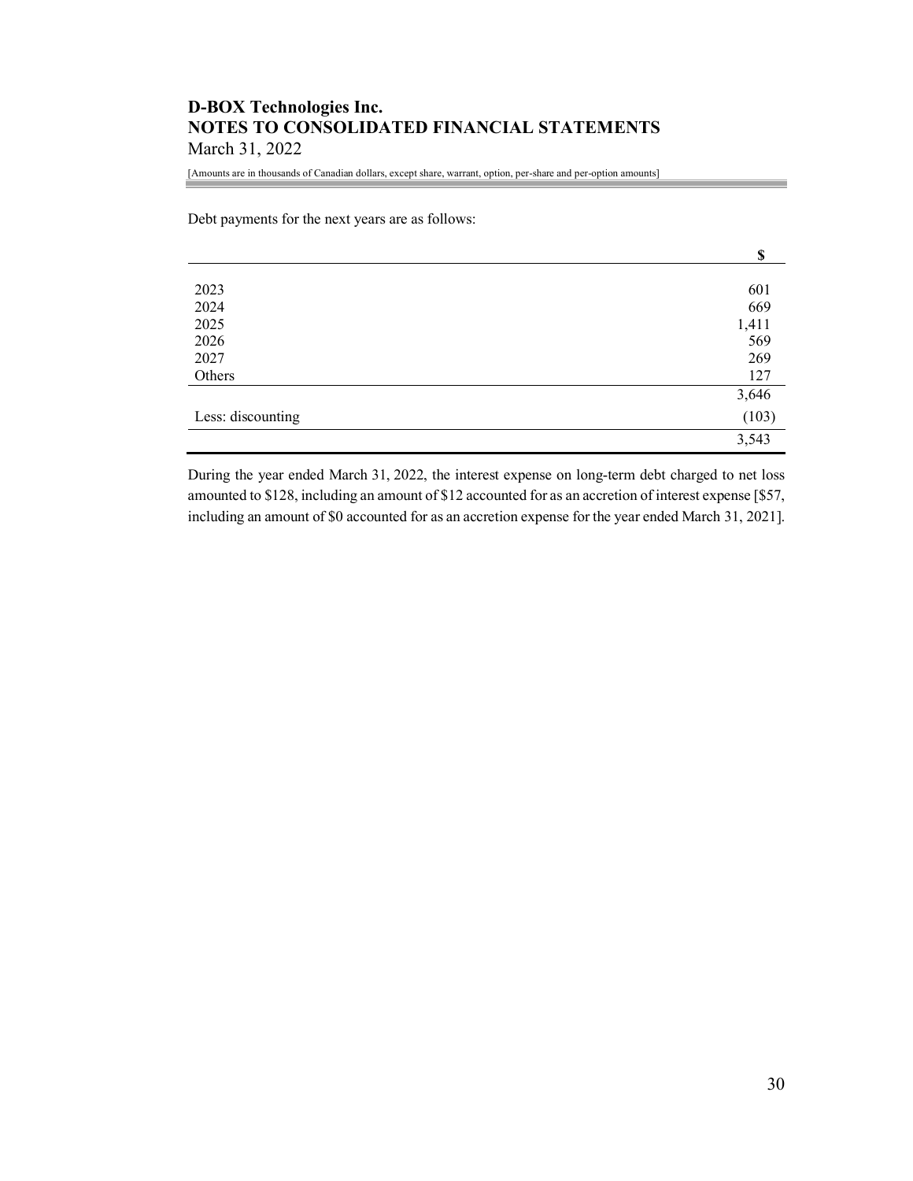Debt payments for the next years are as follows:

| | $ |
|---|---|
| 2023 | 601 |
| 2024 | 669 |
| 2025 | 1,411 |
| 2026 | 569 |
| 2027 | 269 |
| Others | 127 |
| | 3,646 |
| Less: discounting | (103) |
| | 3,543 |

During the year ended March 31, 2022, the interest expense on long-term debt charged to net loss amounted to $128, including an amount of $12 accounted for as an accretion of interest expense [$57, including an amount of $0 accounted for as an accretion expense for the year ended March 31, 2021].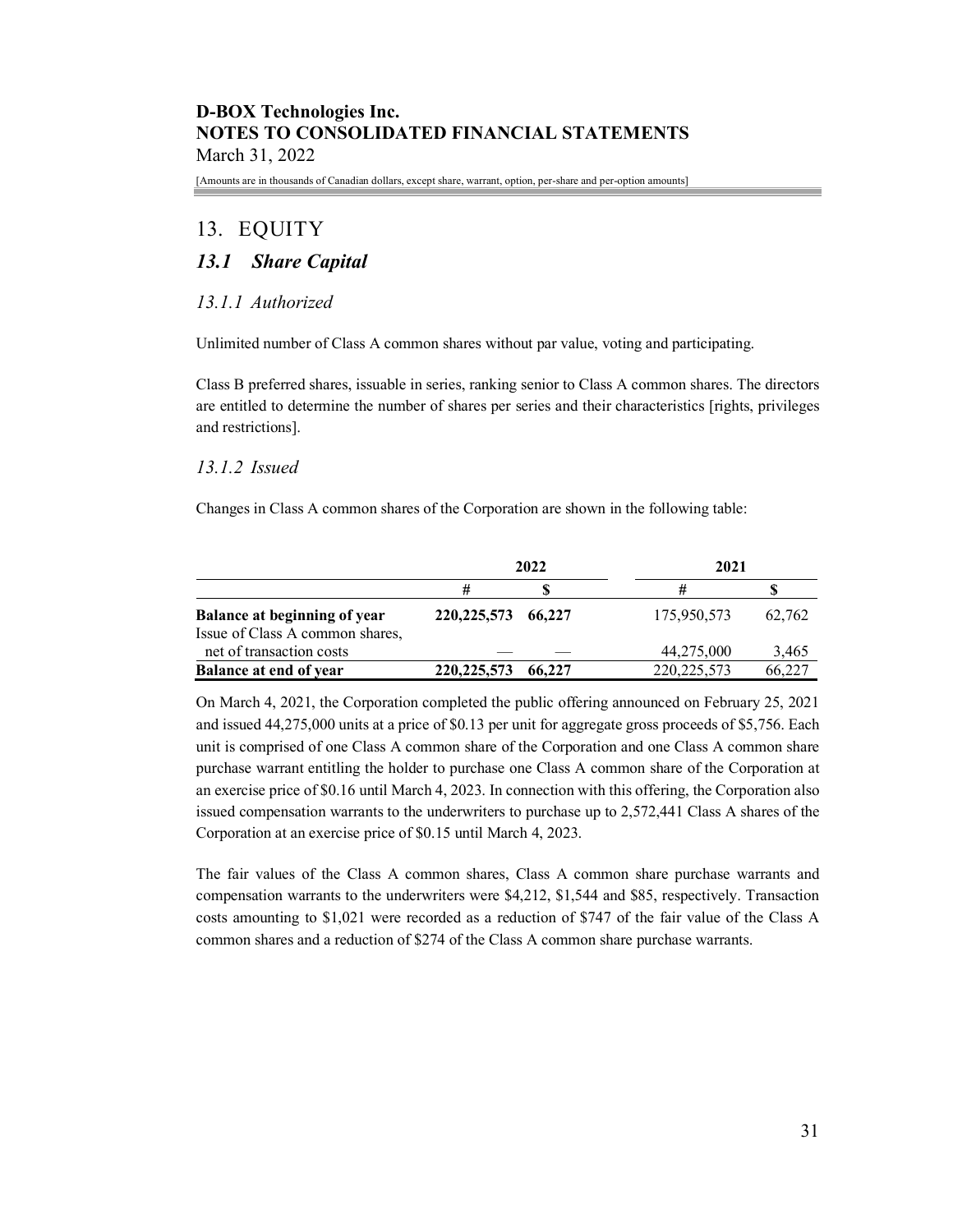**D-BOX Technologies Inc.**
**NOTES TO CONSOLIDATED FINANCIAL STATEMENTS**
March 31, 2022

[Amounts are in thousands of Canadian dollars, except share, warrant, option, per-share and per-option amounts]

# 13. EQUITY

## *13.1 Share Capital*

### *13.1.1 Authorized*

Unlimited number of Class A common shares without par value, voting and participating.

Class B preferred shares, issuable in series, ranking senior to Class A common shares. The directors are entitled to determine the number of shares per series and their characteristics [rights, privileges and restrictions].

### *13.1.2 Issued*

Changes in Class A common shares of the Corporation are shown in the following table:

| | 2022 | | 2021 | |
|---|---|---|---|---|
| | # | $ | # | $ |
| **Balance at beginning of year** | **220,225,573** | **66,227** | 175,950,573 | 62,762 |
| Issue of Class A common shares, net of transaction costs | — | — | 44,275,000 | 3,465 |
| **Balance at end of year** | **220,225,573** | **66,227** | 220,225,573 | 66,227 |

On March 4, 2021, the Corporation completed the public offering announced on February 25, 2021 and issued 44,275,000 units at a price of $0.13 per unit for aggregate gross proceeds of $5,756. Each unit is comprised of one Class A common share of the Corporation and one Class A common share purchase warrant entitling the holder to purchase one Class A common share of the Corporation at an exercise price of $0.16 until March 4, 2023. In connection with this offering, the Corporation also issued compensation warrants to the underwriters to purchase up to 2,572,441 Class A shares of the Corporation at an exercise price of $0.15 until March 4, 2023.

The fair values of the Class A common shares, Class A common share purchase warrants and compensation warrants to the underwriters were $4,212, $1,544 and $85, respectively. Transaction costs amounting to $1,021 were recorded as a reduction of $747 of the fair value of the Class A common shares and a reduction of $274 of the Class A common share purchase warrants.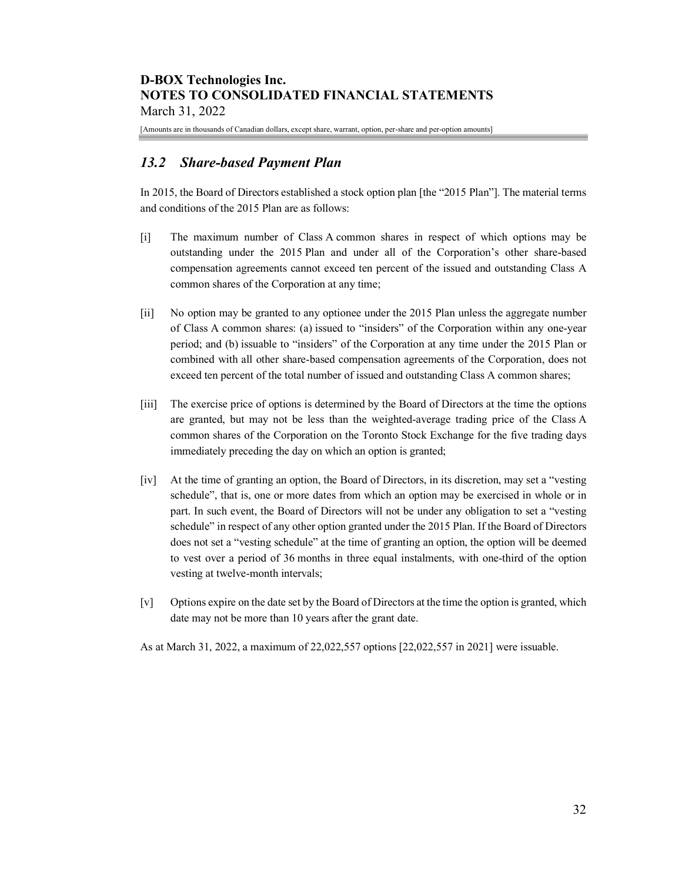## *13.2 Share-based Payment Plan*

In 2015, the Board of Directors established a stock option plan [the "2015 Plan"]. The material terms and conditions of the 2015 Plan are as follows:

[i] The maximum number of Class A common shares in respect of which options may be outstanding under the 2015 Plan and under all of the Corporation's other share-based compensation agreements cannot exceed ten percent of the issued and outstanding Class A common shares of the Corporation at any time;

[ii] No option may be granted to any optionee under the 2015 Plan unless the aggregate number of Class A common shares: (a) issued to "insiders" of the Corporation within any one-year period; and (b) issuable to "insiders" of the Corporation at any time under the 2015 Plan or combined with all other share-based compensation agreements of the Corporation, does not exceed ten percent of the total number of issued and outstanding Class A common shares;

[iii] The exercise price of options is determined by the Board of Directors at the time the options are granted, but may not be less than the weighted-average trading price of the Class A common shares of the Corporation on the Toronto Stock Exchange for the five trading days immediately preceding the day on which an option is granted;

[iv] At the time of granting an option, the Board of Directors, in its discretion, may set a "vesting schedule", that is, one or more dates from which an option may be exercised in whole or in part. In such event, the Board of Directors will not be under any obligation to set a "vesting schedule" in respect of any other option granted under the 2015 Plan. If the Board of Directors does not set a "vesting schedule" at the time of granting an option, the option will be deemed to vest over a period of 36 months in three equal instalments, with one-third of the option vesting at twelve-month intervals;

[v] Options expire on the date set by the Board of Directors at the time the option is granted, which date may not be more than 10 years after the grant date.

As at March 31, 2022, a maximum of 22,022,557 options [22,022,557 in 2021] were issuable.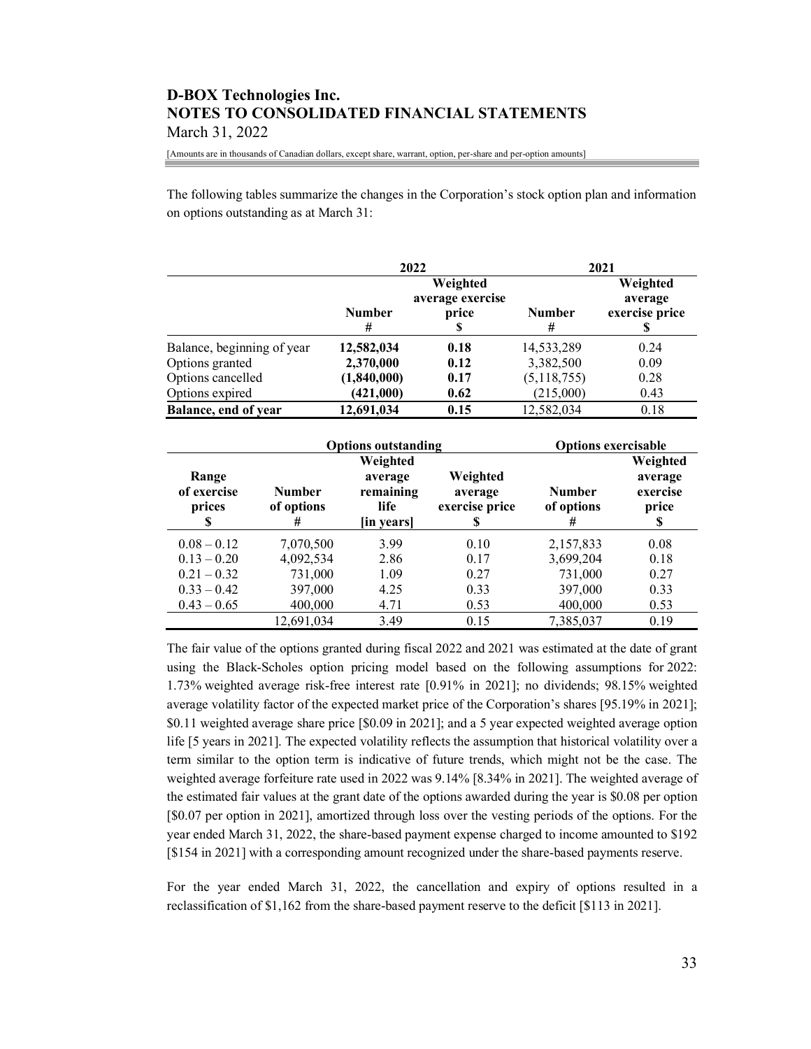The following tables summarize the changes in the Corporation's stock option plan and information on options outstanding as at March 31:

| | 2022 | | 2021 | |
|---|---|---|---|---|
| | **Number** # | **Weighted average exercise price** $ | **Number** # | **Weighted average exercise price** $ |
| Balance, beginning of year | **12,582,034** | **0.18** | 14,533,289 | 0.24 |
| Options granted | **2,370,000** | **0.12** | 3,382,500 | 0.09 |
| Options cancelled | **(1,840,000)** | **0.17** | (5,118,755) | 0.28 |
| Options expired | **(421,000)** | **0.62** | (215,000) | 0.43 |
| **Balance, end of year** | **12,691,034** | **0.15** | 12,582,034 | 0.18 |

| | Options outstanding | | | Options exercisable | |
|---|---|---|---|---|---|
| **Range of exercise prices** $ | **Number of options** # | **Weighted average remaining life** [in years] | **Weighted average exercise price** $ | **Number of options** # | **Weighted average exercise price** $ |
| 0.08 – 0.12 | 7,070,500 | 3.99 | 0.10 | 2,157,833 | 0.08 |
| 0.13 – 0.20 | 4,092,534 | 2.86 | 0.17 | 3,699,204 | 0.18 |
| 0.21 – 0.32 | 731,000 | 1.09 | 0.27 | 731,000 | 0.27 |
| 0.33 – 0.42 | 397,000 | 4.25 | 0.33 | 397,000 | 0.33 |
| 0.43 – 0.65 | 400,000 | 4.71 | 0.53 | 400,000 | 0.53 |
| | 12,691,034 | 3.49 | 0.15 | 7,385,037 | 0.19 |

The fair value of the options granted during fiscal 2022 and 2021 was estimated at the date of grant using the Black-Scholes option pricing model based on the following assumptions for 2022: 1.73% weighted average risk-free interest rate [0.91% in 2021]; no dividends; 98.15% weighted average volatility factor of the expected market price of the Corporation's shares [95.19% in 2021]; $0.11 weighted average share price [$0.09 in 2021]; and a 5 year expected weighted average option life [5 years in 2021]. The expected volatility reflects the assumption that historical volatility over a term similar to the option term is indicative of future trends, which might not be the case. The weighted average forfeiture rate used in 2022 was 9.14% [8.34% in 2021]. The weighted average of the estimated fair values at the grant date of the options awarded during the year is $0.08 per option [$0.07 per option in 2021], amortized through loss over the vesting periods of the options. For the year ended March 31, 2022, the share-based payment expense charged to income amounted to $192 [$154 in 2021] with a corresponding amount recognized under the share-based payments reserve.

For the year ended March 31, 2022, the cancellation and expiry of options resulted in a reclassification of $1,162 from the share-based payment reserve to the deficit [$113 in 2021].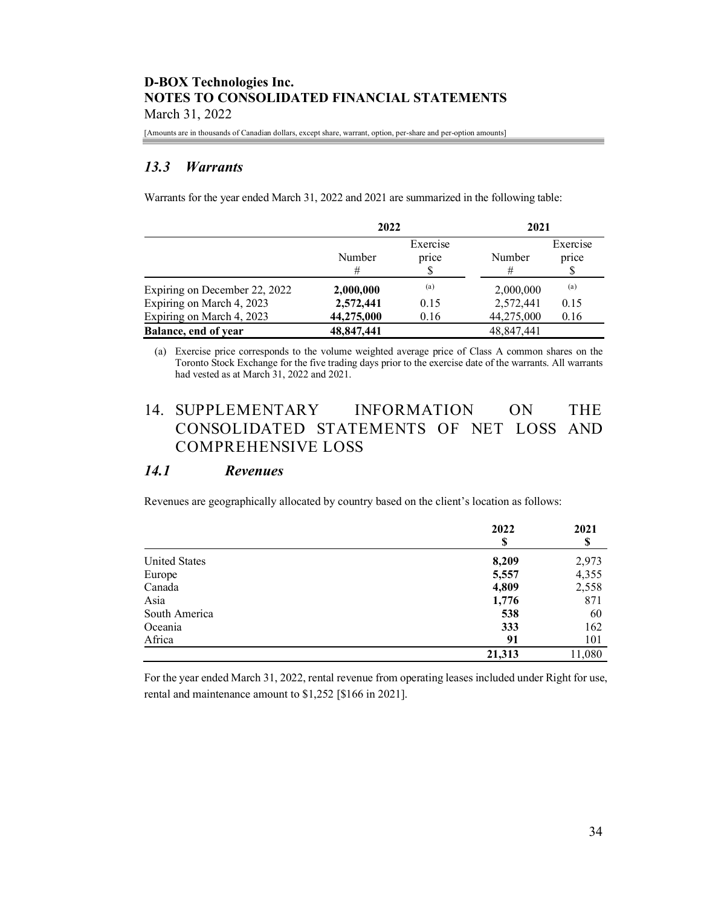### 13.3 Warrants

Warrants for the year ended March 31, 2022 and 2021 are summarized in the following table:

| | 2022 | | 2021 | |
|---|---|---|---|---|
| | Number<br>#| Exercise price<br>$ | Number<br>#| Exercise price<br>$ |
| Expiring on December 22, 2022 | **2,000,000** | (a) | 2,000,000 | (a) |
| Expiring on March 4, 2023 | **2,572,441** | 0.15 | 2,572,441 | 0.15 |
| Expiring on March 4, 2023 | **44,275,000** | 0.16 | 44,275,000 | 0.16 |
| **Balance, end of year** | **48,847,441** | | 48,847,441 | |

(a) Exercise price corresponds to the volume weighted average price of Class A common shares on the Toronto Stock Exchange for the five trading days prior to the exercise date of the warrants. All warrants had vested as at March 31, 2022 and 2021.

## 14. SUPPLEMENTARY INFORMATION ON THE CONSOLIDATED STATEMENTS OF NET LOSS AND COMPREHENSIVE LOSS

### 14.1 Revenues

Revenues are geographically allocated by country based on the client's location as follows:

| | 2022<br>$ | 2021<br>$ |
|---|---|---|
| United States | **8,209** | 2,973 |
| Europe | **5,557** | 4,355 |
| Canada | **4,809** | 2,558 |
| Asia | **1,776** | 871 |
| South America | **538** | 60 |
| Oceania | **333** | 162 |
| Africa | **91** | 101 |
| | **21,313** | 11,080 |

For the year ended March 31, 2022, rental revenue from operating leases included under Right for use, rental and maintenance amount to $1,252 [$166 in 2021].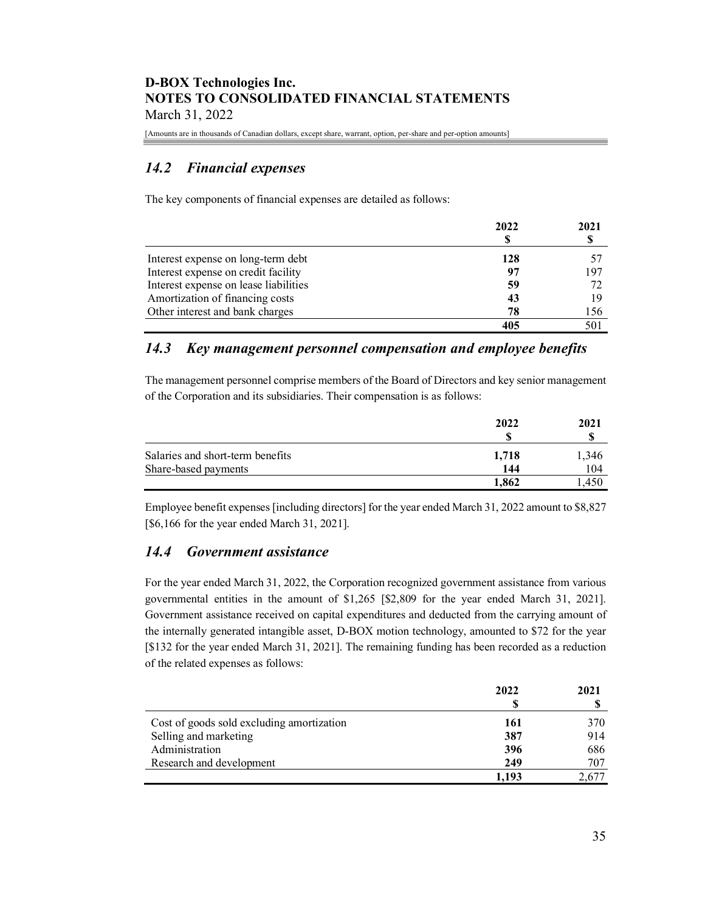## 14.2 *Financial expenses*

The key components of financial expenses are detailed as follows:

| | 2022<br>$ | 2021<br>$ |
|---|---|---|
| Interest expense on long-term debt | **128** | 57 |
| Interest expense on credit facility | **97** | 197 |
| Interest expense on lease liabilities | **59** | 72 |
| Amortization of financing costs | **43** | 19 |
| Other interest and bank charges | **78** | 156 |
| | **405** | 501 |

## 14.3 *Key management personnel compensation and employee benefits*

The management personnel comprise members of the Board of Directors and key senior management of the Corporation and its subsidiaries. Their compensation is as follows:

| | 2022<br>$ | 2021<br>$ |
|---|---|---|
| Salaries and short-term benefits | **1,718** | 1,346 |
| Share-based payments | **144** | 104 |
| | **1,862** | 1,450 |

Employee benefit expenses [including directors] for the year ended March 31, 2022 amount to $8,827 [$6,166 for the year ended March 31, 2021].

## 14.4 *Government assistance*

For the year ended March 31, 2022, the Corporation recognized government assistance from various governmental entities in the amount of $1,265 [$2,809 for the year ended March 31, 2021]. Government assistance received on capital expenditures and deducted from the carrying amount of the internally generated intangible asset, D-BOX motion technology, amounted to $72 for the year [$132 for the year ended March 31, 2021]. The remaining funding has been recorded as a reduction of the related expenses as follows:

| | 2022<br>$ | 2021<br>$ |
|---|---|---|
| Cost of goods sold excluding amortization | **161** | 370 |
| Selling and marketing | **387** | 914 |
| Administration | **396** | 686 |
| Research and development | **249** | 707 |
| | **1,193** | 2,677 |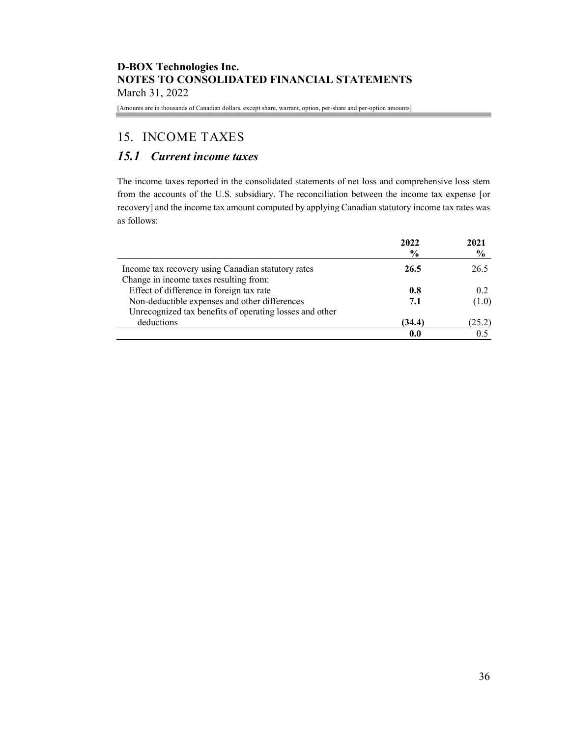## 15. INCOME TAXES

### *15.1 Current income taxes*

The income taxes reported in the consolidated statements of net loss and comprehensive loss stem from the accounts of the U.S. subsidiary. The reconciliation between the income tax expense [or recovery] and the income tax amount computed by applying Canadian statutory income tax rates was as follows:

| | 2022<br>% | 2021<br>% |
|---|---|---|
| Income tax recovery using Canadian statutory rates | **26.5** | 26.5 |
| Change in income taxes resulting from: | | |
| Effect of difference in foreign tax rate | **0.8** | 0.2 |
| Non-deductible expenses and other differences | **7.1** | (1.0) |
| Unrecognized tax benefits of operating losses and other deductions | **(34.4)** | (25.2) |
| | **0.0** | 0.5 |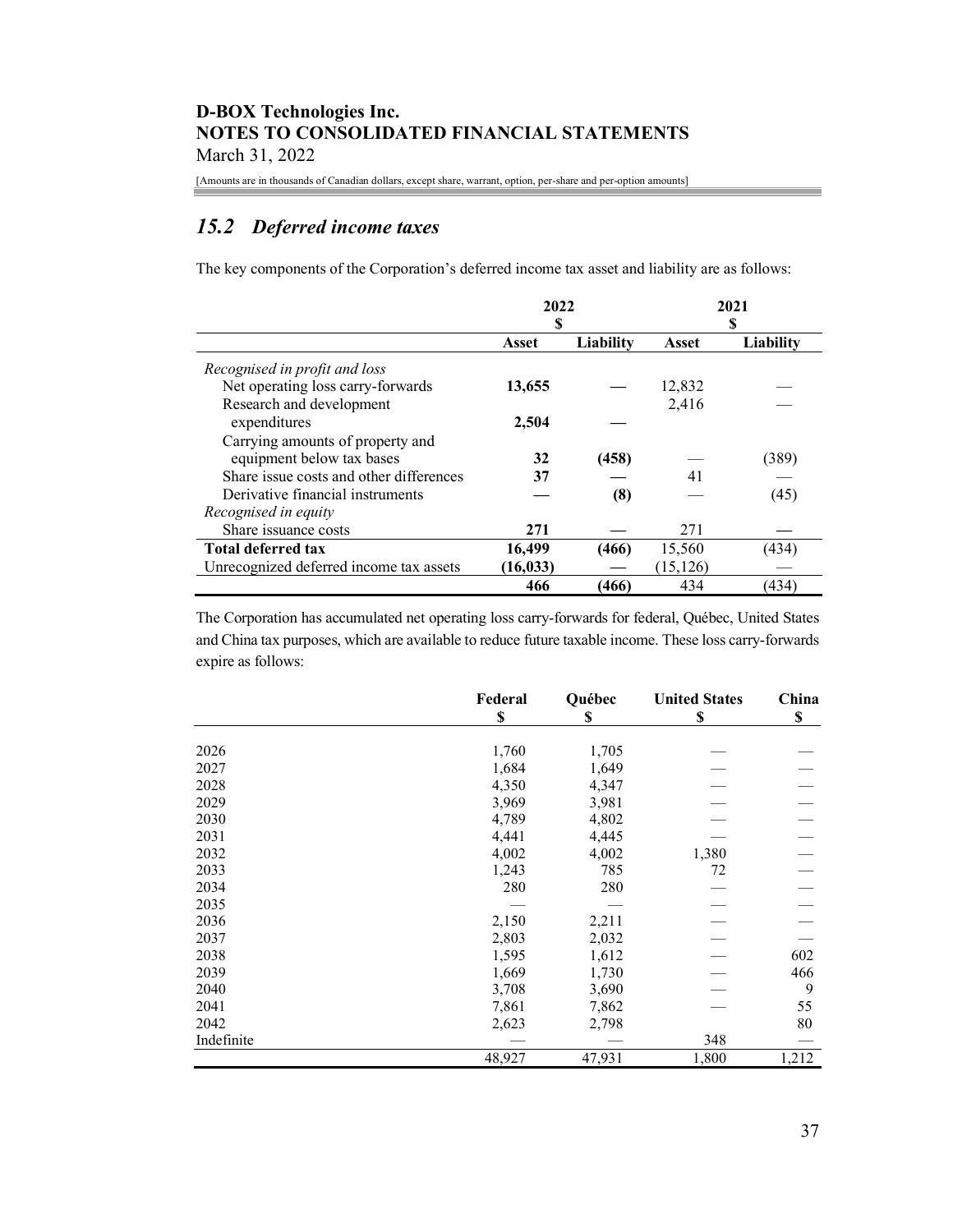## 15.2 *Deferred income taxes*

The key components of the Corporation's deferred income tax asset and liability are as follows:

| | 2022 $ | | 2021 $ | |
|---|---|---|---|---|
| | **Asset** | **Liability** | **Asset** | **Liability** |
| *Recognised in profit and loss* | | | | |
| Net operating loss carry-forwards | **13,655** | **—** | 12,832 | — |
| Research and development expenditures | **2,504** | **—** | 2,416 | — |
| Carrying amounts of property and equipment below tax bases | **32** | **(458)** | — | (389) |
| Share issue costs and other differences | **37** | **—** | 41 | — |
| Derivative financial instruments | **—** | **(8)** | — | (45) |
| *Recognised in equity* | | | | |
| Share issuance costs | **271** | **—** | 271 | — |
| **Total deferred tax** | **16,499** | **(466)** | 15,560 | (434) |
| Unrecognized deferred income tax assets | **(16,033)** | **—** | (15,126) | — |
| | **466** | **(466)** | 434 | (434) |

The Corporation has accumulated net operating loss carry-forwards for federal, Québec, United States and China tax purposes, which are available to reduce future taxable income. These loss carry-forwards expire as follows:

| | Federal $ | Québec $ | United States $ | China $ |
|---|---|---|---|---|
| 2026 | 1,760 | 1,705 | — | — |
| 2027 | 1,684 | 1,649 | — | — |
| 2028 | 4,350 | 4,347 | — | — |
| 2029 | 3,969 | 3,981 | — | — |
| 2030 | 4,789 | 4,802 | — | — |
| 2031 | 4,441 | 4,445 | — | — |
| 2032 | 4,002 | 4,002 | 1,380 | — |
| 2033 | 1,243 | 785 | 72 | — |
| 2034 | 280 | 280 | — | — |
| 2035 | — | — | — | — |
| 2036 | 2,150 | 2,211 | — | — |
| 2037 | 2,803 | 2,032 | — | — |
| 2038 | 1,595 | 1,612 | — | 602 |
| 2039 | 1,669 | 1,730 | — | 466 |
| 2040 | 3,708 | 3,690 | — | 9 |
| 2041 | 7,861 | 7,862 | — | 55 |
| 2042 | 2,623 | 2,798 | | 80 |
| Indefinite | — | — | 348 | — |
| | 48,927 | 47,931 | 1,800 | 1,212 |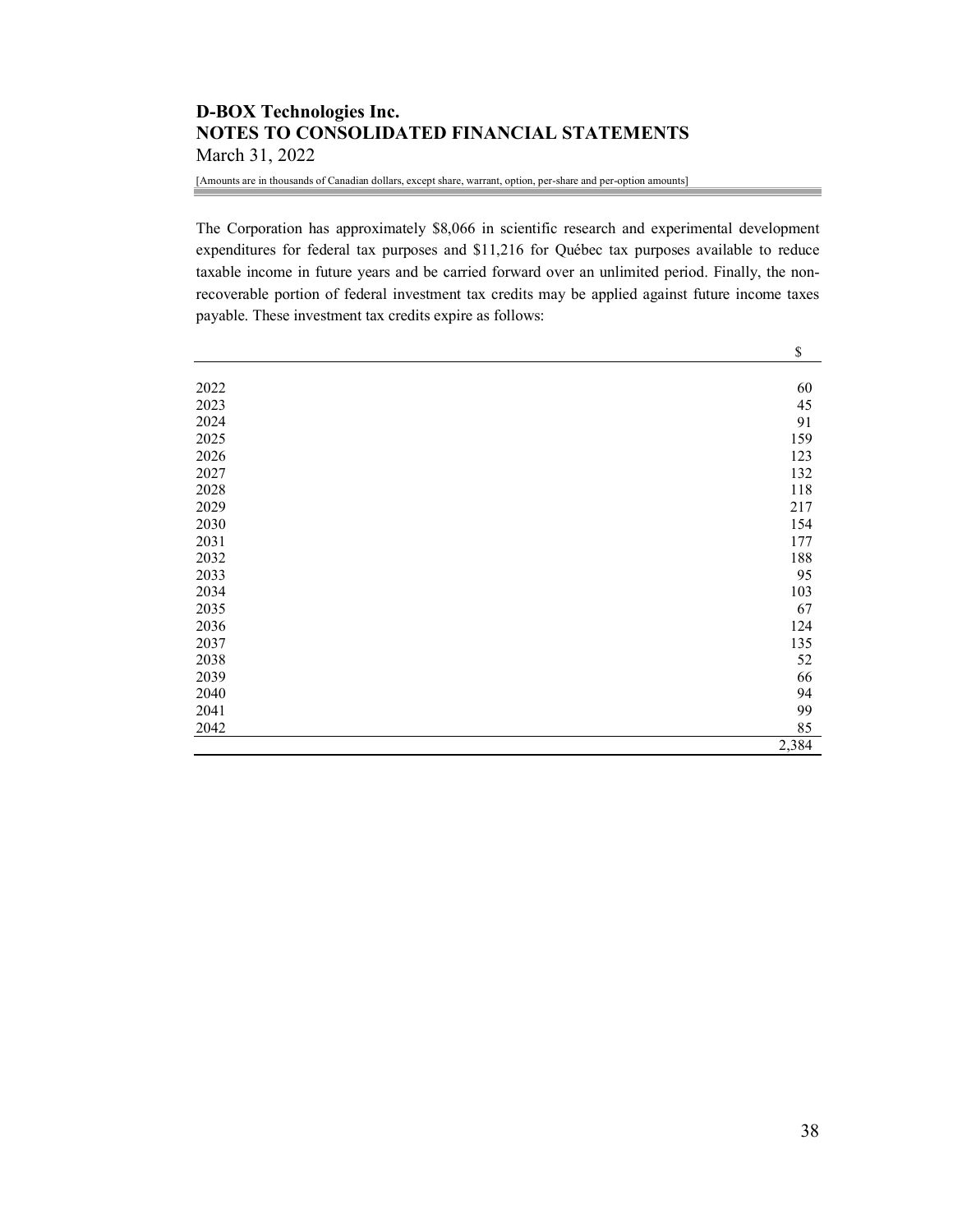The Corporation has approximately $8,066 in scientific research and experimental development expenditures for federal tax purposes and $11,216 for Québec tax purposes available to reduce taxable income in future years and be carried forward over an unlimited period. Finally, the non-recoverable portion of federal investment tax credits may be applied against future income taxes payable. These investment tax credits expire as follows:

| | $ |
|---|---|
| 2022 | 60 |
| 2023 | 45 |
| 2024 | 91 |
| 2025 | 159 |
| 2026 | 123 |
| 2027 | 132 |
| 2028 | 118 |
| 2029 | 217 |
| 2030 | 154 |
| 2031 | 177 |
| 2032 | 188 |
| 2033 | 95 |
| 2034 | 103 |
| 2035 | 67 |
| 2036 | 124 |
| 2037 | 135 |
| 2038 | 52 |
| 2039 | 66 |
| 2040 | 94 |
| 2041 | 99 |
| 2042 | 85 |
| | 2,384 |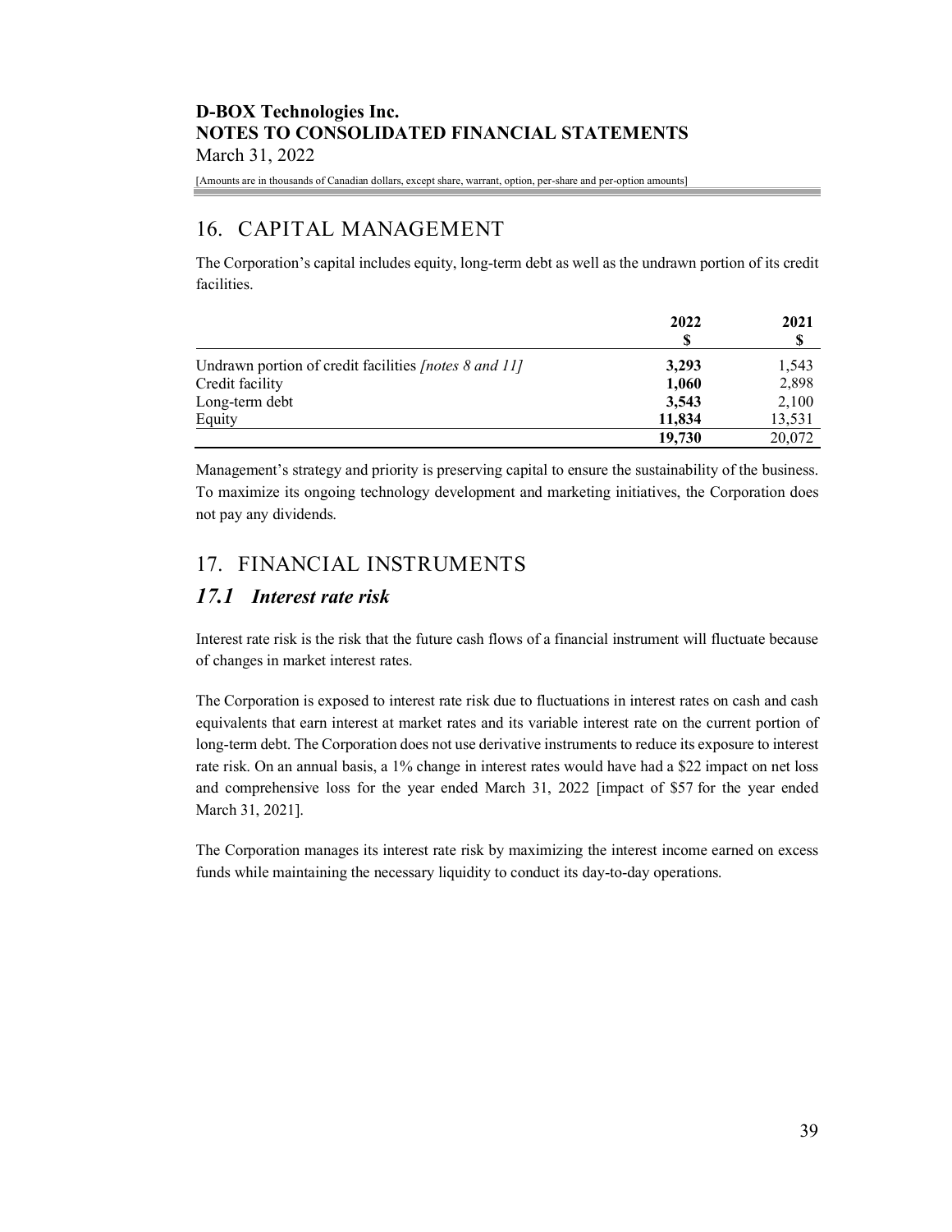## 16. CAPITAL MANAGEMENT

The Corporation's capital includes equity, long-term debt as well as the undrawn portion of its credit facilities.

| | 2022<br>$ | 2021<br>$ |
|---|---|---|
| Undrawn portion of credit facilities *[notes 8 and 11]* | **3,293** | 1,543 |
| Credit facility | **1,060** | 2,898 |
| Long-term debt | **3,543** | 2,100 |
| Equity | **11,834** | 13,531 |
| | **19,730** | 20,072 |

Management's strategy and priority is preserving capital to ensure the sustainability of the business. To maximize its ongoing technology development and marketing initiatives, the Corporation does not pay any dividends.

## 17. FINANCIAL INSTRUMENTS

### *17.1 Interest rate risk*

Interest rate risk is the risk that the future cash flows of a financial instrument will fluctuate because of changes in market interest rates.

The Corporation is exposed to interest rate risk due to fluctuations in interest rates on cash and cash equivalents that earn interest at market rates and its variable interest rate on the current portion of long-term debt. The Corporation does not use derivative instruments to reduce its exposure to interest rate risk. On an annual basis, a 1% change in interest rates would have had a $22 impact on net loss and comprehensive loss for the year ended March 31, 2022 [impact of $57 for the year ended March 31, 2021].

The Corporation manages its interest rate risk by maximizing the interest income earned on excess funds while maintaining the necessary liquidity to conduct its day-to-day operations.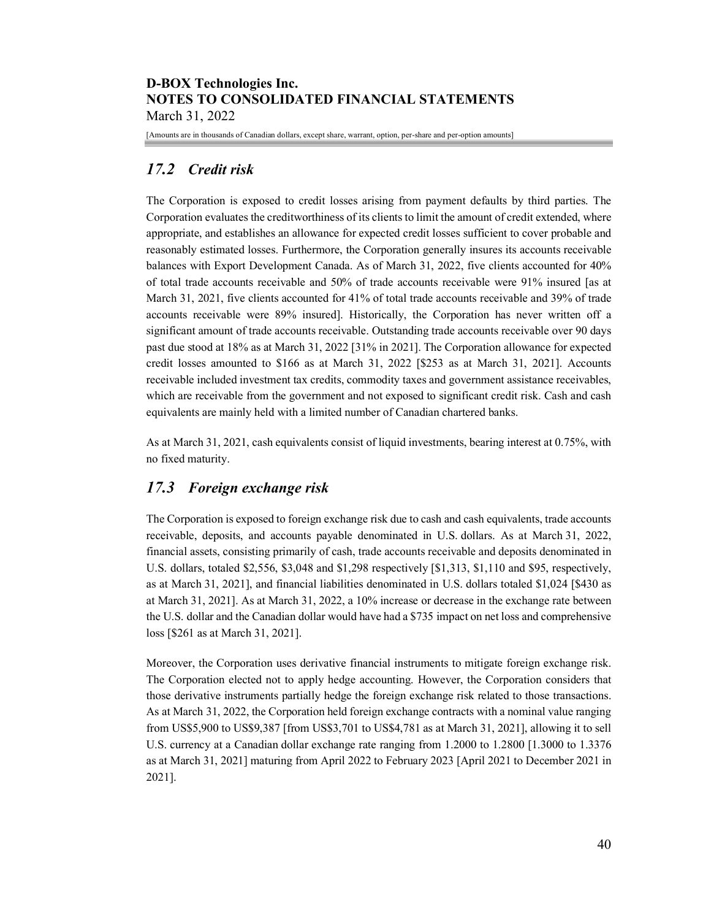## 17.2 *Credit risk*

The Corporation is exposed to credit losses arising from payment defaults by third parties. The Corporation evaluates the creditworthiness of its clients to limit the amount of credit extended, where appropriate, and establishes an allowance for expected credit losses sufficient to cover probable and reasonably estimated losses. Furthermore, the Corporation generally insures its accounts receivable balances with Export Development Canada. As of March 31, 2022, five clients accounted for 40% of total trade accounts receivable and 50% of trade accounts receivable were 91% insured [as at March 31, 2021, five clients accounted for 41% of total trade accounts receivable and 39% of trade accounts receivable were 89% insured]. Historically, the Corporation has never written off a significant amount of trade accounts receivable. Outstanding trade accounts receivable over 90 days past due stood at 18% as at March 31, 2022 [31% in 2021]. The Corporation allowance for expected credit losses amounted to $166 as at March 31, 2022 [$253 as at March 31, 2021]. Accounts receivable included investment tax credits, commodity taxes and government assistance receivables, which are receivable from the government and not exposed to significant credit risk. Cash and cash equivalents are mainly held with a limited number of Canadian chartered banks.

As at March 31, 2021, cash equivalents consist of liquid investments, bearing interest at 0.75%, with no fixed maturity.

## 17.3 *Foreign exchange risk*

The Corporation is exposed to foreign exchange risk due to cash and cash equivalents, trade accounts receivable, deposits, and accounts payable denominated in U.S. dollars. As at March 31, 2022, financial assets, consisting primarily of cash, trade accounts receivable and deposits denominated in U.S. dollars, totaled $2,556, $3,048 and $1,298 respectively [$1,313, $1,110 and $95, respectively, as at March 31, 2021], and financial liabilities denominated in U.S. dollars totaled $1,024 [$430 as at March 31, 2021]. As at March 31, 2022, a 10% increase or decrease in the exchange rate between the U.S. dollar and the Canadian dollar would have had a $735 impact on net loss and comprehensive loss [$261 as at March 31, 2021].

Moreover, the Corporation uses derivative financial instruments to mitigate foreign exchange risk. The Corporation elected not to apply hedge accounting. However, the Corporation considers that those derivative instruments partially hedge the foreign exchange risk related to those transactions. As at March 31, 2022, the Corporation held foreign exchange contracts with a nominal value ranging from US$5,900 to US$9,387 [from US$3,701 to US$4,781 as at March 31, 2021], allowing it to sell U.S. currency at a Canadian dollar exchange rate ranging from 1.2000 to 1.2800 [1.3000 to 1.3376 as at March 31, 2021] maturing from April 2022 to February 2023 [April 2021 to December 2021 in 2021].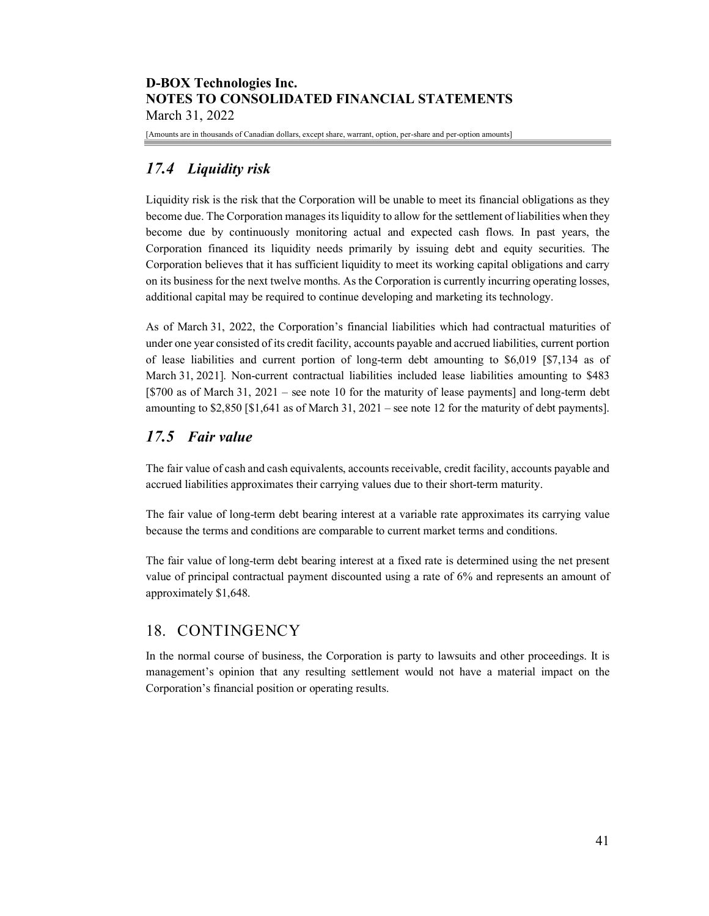## 17.4 *Liquidity risk*

Liquidity risk is the risk that the Corporation will be unable to meet its financial obligations as they become due. The Corporation manages its liquidity to allow for the settlement of liabilities when they become due by continuously monitoring actual and expected cash flows. In past years, the Corporation financed its liquidity needs primarily by issuing debt and equity securities. The Corporation believes that it has sufficient liquidity to meet its working capital obligations and carry on its business for the next twelve months. As the Corporation is currently incurring operating losses, additional capital may be required to continue developing and marketing its technology.

As of March 31, 2022, the Corporation's financial liabilities which had contractual maturities of under one year consisted of its credit facility, accounts payable and accrued liabilities, current portion of lease liabilities and current portion of long-term debt amounting to $6,019 [$7,134 as of March 31, 2021]. Non-current contractual liabilities included lease liabilities amounting to $483 [$700 as of March 31, 2021 – see note 10 for the maturity of lease payments] and long-term debt amounting to $2,850 [$1,641 as of March 31, 2021 – see note 12 for the maturity of debt payments].

## 17.5 *Fair value*

The fair value of cash and cash equivalents, accounts receivable, credit facility, accounts payable and accrued liabilities approximates their carrying values due to their short-term maturity.

The fair value of long-term debt bearing interest at a variable rate approximates its carrying value because the terms and conditions are comparable to current market terms and conditions.

The fair value of long-term debt bearing interest at a fixed rate is determined using the net present value of principal contractual payment discounted using a rate of 6% and represents an amount of approximately $1,648.

# 18. CONTINGENCY

In the normal course of business, the Corporation is party to lawsuits and other proceedings. It is management's opinion that any resulting settlement would not have a material impact on the Corporation's financial position or operating results.